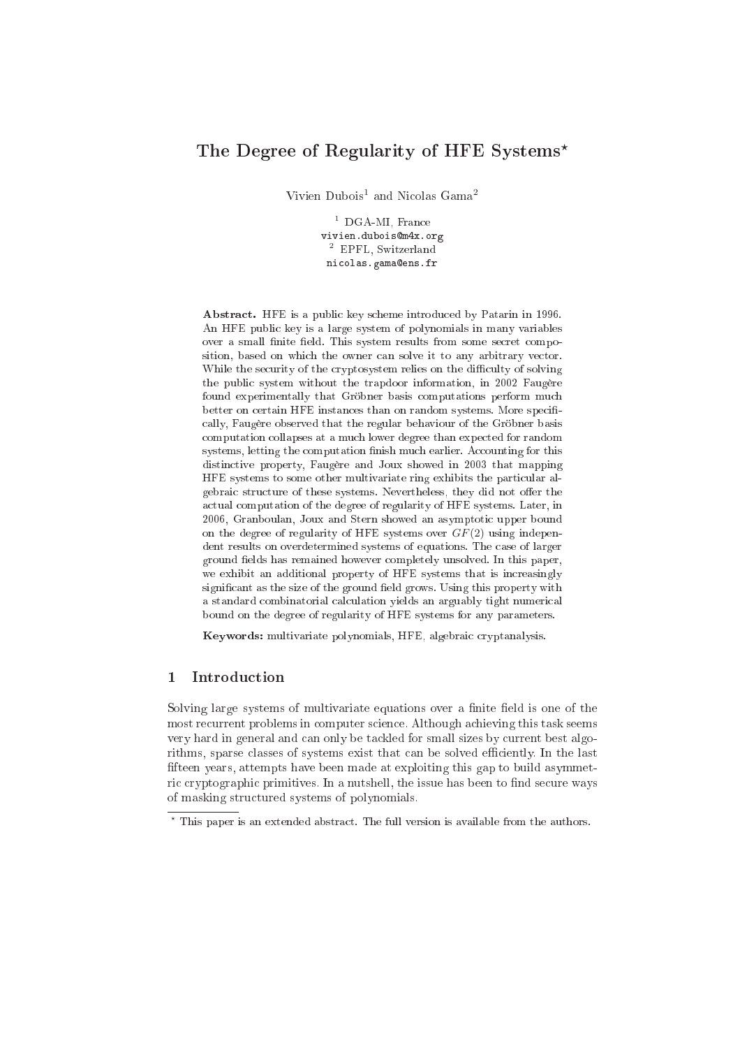# The Degree of Regularity of HFE Systems*

Vivien Dubois[1] and Nicolas Gama[2]

[1] DGA-MI, France
vivien.dubois@m4x.org
[2] EPFL, Switzerland
nicolas.gama@ens.fr

**Abstract.** HFE is a public key scheme introduced by Patarin in 1996. An HFE public key is a large system of polynomials in many variables over a small finite field. This system results from some secret composition, based on which the owner can solve it to any arbitrary vector. While the security of the cryptosystem relies on the difficulty of solving the public system without the trapdoor information, in 2002 Faugère found experimentally that Gröbner basis computations perform much better on certain HFE instances than on random systems. More specifically, Faugère observed that the regular behaviour of the Gröbner basis computation collapses at a much lower degree than expected for random systems, letting the computation finish much earlier. Accounting for this distinctive property, Faugère and Joux showed in 2003 that mapping HFE systems to some other multivariate ring exhibits the particular algebraic structure of these systems. Nevertheless, they did not offer the actual computation of the degree of regularity of HFE systems. Later, in 2006, Granboulan, Joux and Stern showed an asymptotic upper bound on the degree of regularity of HFE systems over $GF(2)$ using independent results on overdetermined systems of equations. The case of larger ground fields has remained however completely unsolved. In this paper, we exhibit an additional property of HFE systems that is increasingly significant as the size of the ground field grows. Using this property with a standard combinatorial calculation yields an arguably tight numerical bound on the degree of regularity of HFE systems for any parameters.

**Keywords:** multivariate polynomials, HFE, algebraic cryptanalysis.

## 1 Introduction

Solving large systems of multivariate equations over a finite field is one of the most recurrent problems in computer science. Although achieving this task seems very hard in general and can only be tackled for small sizes by current best algorithms, sparse classes of systems exist that can be solved efficiently. In the last fifteen years, attempts have been made at exploiting this gap to build asymmetric cryptographic primitives. In a nutshell, the issue has been to find secure ways of masking structured systems of polynomials.

* This paper is an extended abstract. The full version is available from the authors.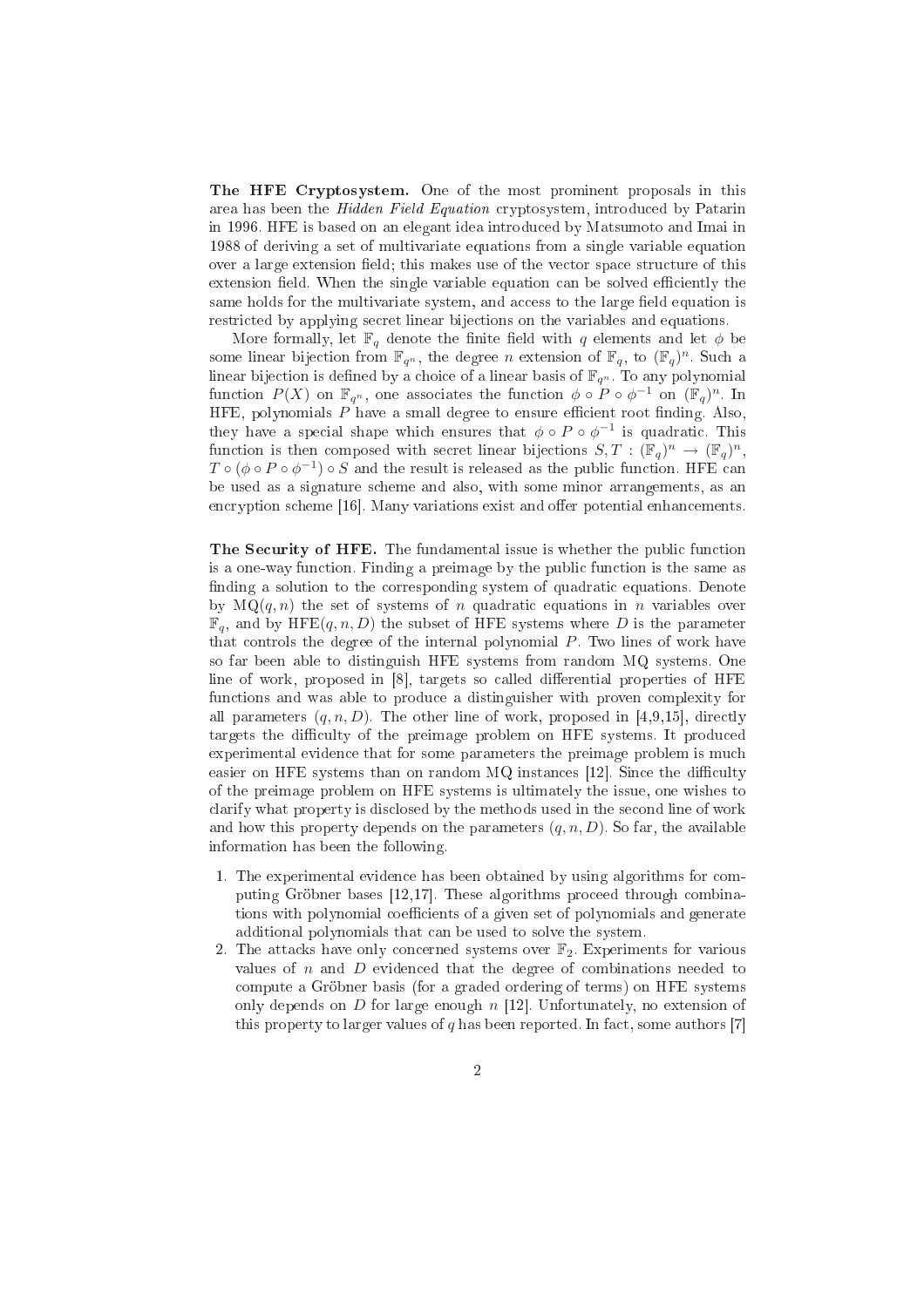**The HFE Cryptosystem.** One of the most prominent proposals in this area has been the *Hidden Field Equation* cryptosystem, introduced by Patarin in 1996. HFE is based on an elegant idea introduced by Matsumoto and Imai in 1988 of deriving a set of multivariate equations from a single variable equation over a large extension field; this makes use of the vector space structure of this extension field. When the single variable equation can be solved efficiently the same holds for the multivariate system, and access to the large field equation is restricted by applying secret linear bijections on the variables and equations.

More formally, let $\mathbb{F}_q$ denote the finite field with $q$ elements and let $\phi$ be some linear bijection from $\mathbb{F}_{q^n}$, the degree $n$ extension of $\mathbb{F}_q$, to $(\mathbb{F}_q)^n$. Such a linear bijection is defined by a choice of a linear basis of $\mathbb{F}_{q^n}$. To any polynomial function $P(X)$ on $\mathbb{F}_{q^n}$, one associates the function $\phi \circ P \circ \phi^{-1}$ on $(\mathbb{F}_q)^n$. In HFE, polynomials $P$ have a small degree to ensure efficient root finding. Also, they have a special shape which ensures that $\phi \circ P \circ \phi^{-1}$ is quadratic. This function is then composed with secret linear bijections $S, T : (\mathbb{F}_q)^n \to (\mathbb{F}_q)^n$, $T \circ (\phi \circ P \circ \phi^{-1}) \circ S$ and the result is released as the public function. HFE can be used as a signature scheme and also, with some minor arrangements, as an encryption scheme [16]. Many variations exist and offer potential enhancements.

**The Security of HFE.** The fundamental issue is whether the public function is a one-way function. Finding a preimage by the public function is the same as finding a solution to the corresponding system of quadratic equations. Denote by $\mathrm{MQ}(q, n)$ the set of systems of $n$ quadratic equations in $n$ variables over $\mathbb{F}_q$, and by $\mathrm{HFE}(q, n, D)$ the subset of HFE systems where $D$ is the parameter that controls the degree of the internal polynomial $P$. Two lines of work have so far been able to distinguish HFE systems from random MQ systems. One line of work, proposed in [8], targets so called differential properties of HFE functions and was able to produce a distinguisher with proven complexity for all parameters $(q, n, D)$. The other line of work, proposed in [4,9,15], directly targets the difficulty of the preimage problem on HFE systems. It produced experimental evidence that for some parameters the preimage problem is much easier on HFE systems than on random MQ instances [12]. Since the difficulty of the preimage problem on HFE systems is ultimately the issue, one wishes to clarify what property is disclosed by the methods used in the second line of work and how this property depends on the parameters $(q, n, D)$. So far, the available information has been the following.

1. The experimental evidence has been obtained by using algorithms for computing Gröbner bases [12,17]. These algorithms proceed through combinations with polynomial coefficients of a given set of polynomials and generate additional polynomials that can be used to solve the system.
2. The attacks have only concerned systems over $\mathbb{F}_2$. Experiments for various values of $n$ and $D$ evidenced that the degree of combinations needed to compute a Gröbner basis (for a graded ordering of terms) on HFE systems only depends on $D$ for large enough $n$ [12]. Unfortunately, no extension of this property to larger values of $q$ has been reported. In fact, some authors [7]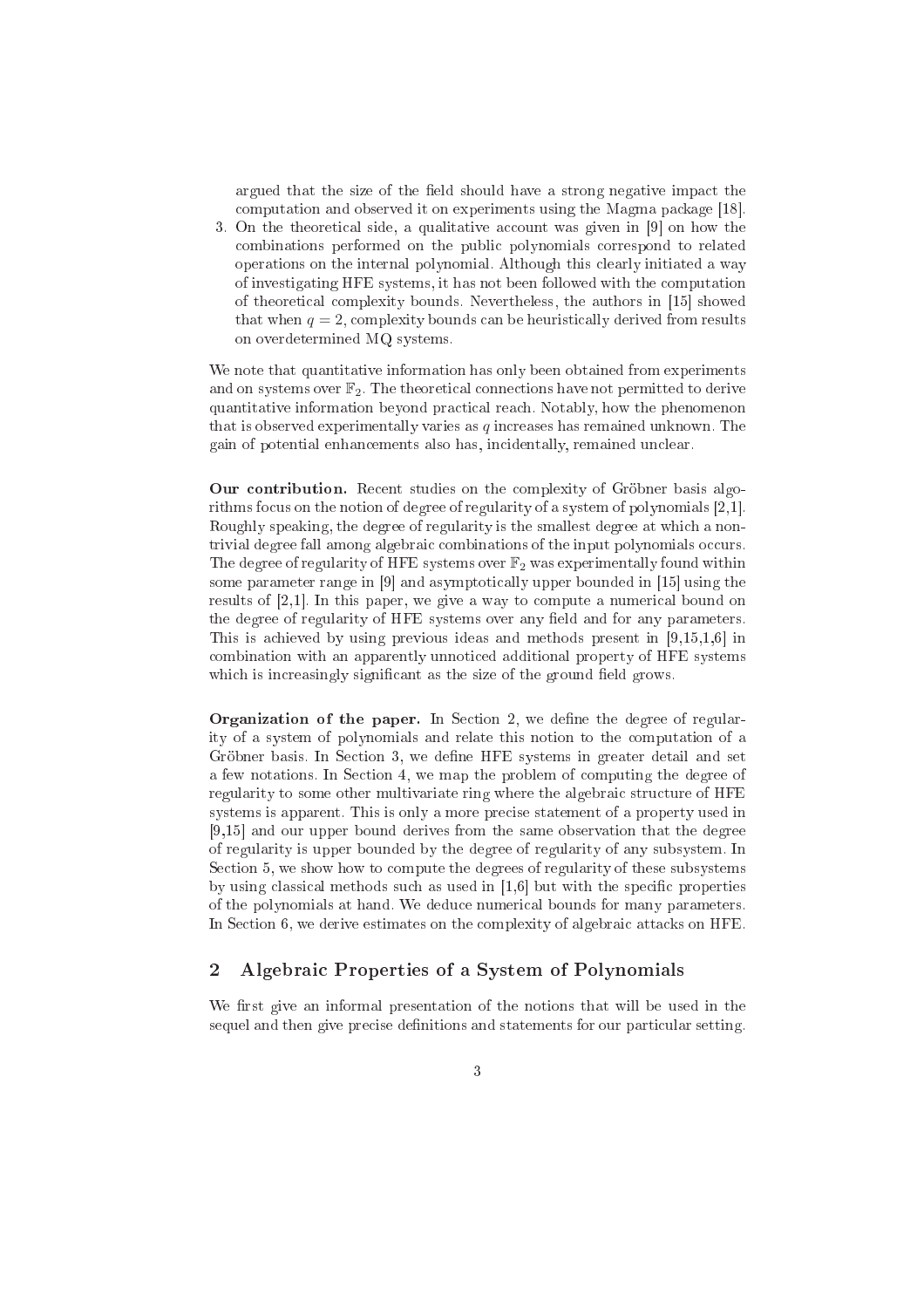argued that the size of the field should have a strong negative impact the computation and observed it on experiments using the Magma package [18].

3. On the theoretical side, a qualitative account was given in [9] on how the combinations performed on the public polynomials correspond to related operations on the internal polynomial. Although this clearly initiated a way of investigating HFE systems, it has not been followed with the computation of theoretical complexity bounds. Nevertheless, the authors in [15] showed that when $q = 2$, complexity bounds can be heuristically derived from results on overdetermined MQ systems.

We note that quantitative information has only been obtained from experiments and on systems over $\mathbb{F}_2$. The theoretical connections have not permitted to derive quantitative information beyond practical reach. Notably, how the phenomenon that is observed experimentally varies as $q$ increases has remained unknown. The gain of potential enhancements also has, incidentally, remained unclear.

**Our contribution.** Recent studies on the complexity of Gröbner basis algorithms focus on the notion of degree of regularity of a system of polynomials [2,1]. Roughly speaking, the degree of regularity is the smallest degree at which a non-trivial degree fall among algebraic combinations of the input polynomials occurs. The degree of regularity of HFE systems over $\mathbb{F}_2$ was experimentally found within some parameter range in [9] and asymptotically upper bounded in [15] using the results of [2,1]. In this paper, we give a way to compute a numerical bound on the degree of regularity of HFE systems over any field and for any parameters. This is achieved by using previous ideas and methods present in [9,15,1,6] in combination with an apparently unnoticed additional property of HFE systems which is increasingly significant as the size of the ground field grows.

**Organization of the paper.** In Section 2, we define the degree of regularity of a system of polynomials and relate this notion to the computation of a Gröbner basis. In Section 3, we define HFE systems in greater detail and set a few notations. In Section 4, we map the problem of computing the degree of regularity to some other multivariate ring where the algebraic structure of HFE systems is apparent. This is only a more precise statement of a property used in [9,15] and our upper bound derives from the same observation that the degree of regularity is upper bounded by the degree of regularity of any subsystem. In Section 5, we show how to compute the degrees of regularity of these subsystems by using classical methods such as used in [1,6] but with the specific properties of the polynomials at hand. We deduce numerical bounds for many parameters. In Section 6, we derive estimates on the complexity of algebraic attacks on HFE.

## 2 Algebraic Properties of a System of Polynomials

We first give an informal presentation of the notions that will be used in the sequel and then give precise definitions and statements for our particular setting.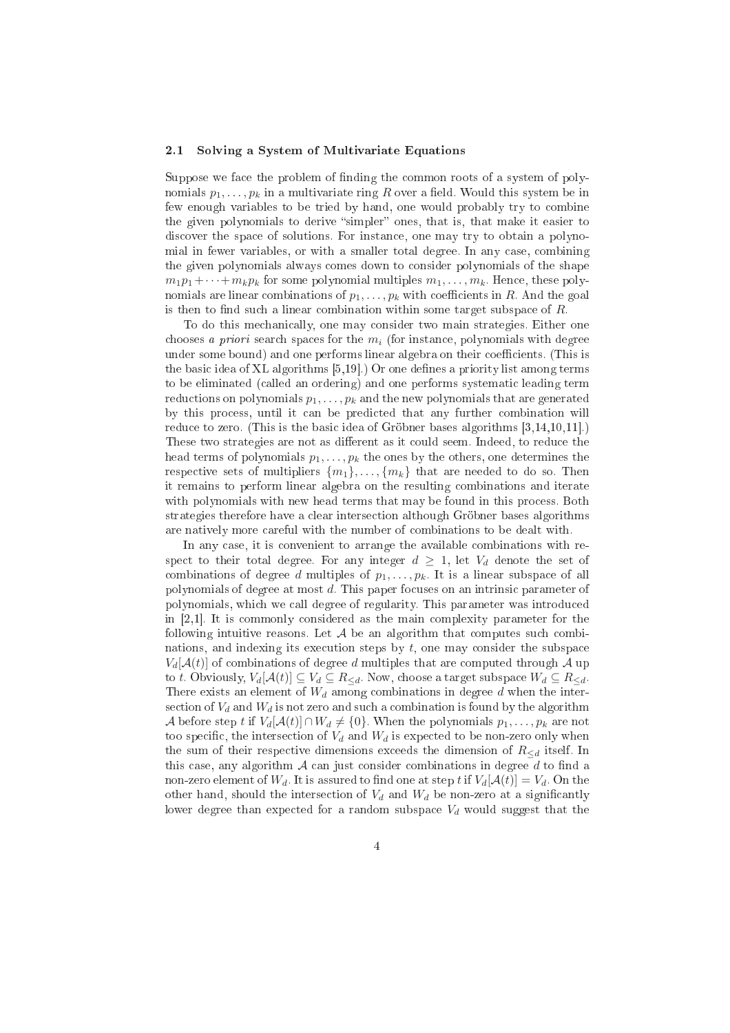### 2.1 Solving a System of Multivariate Equations

Suppose we face the problem of finding the common roots of a system of polynomials $p_1, \ldots, p_k$ in a multivariate ring $R$ over a field. Would this system be in few enough variables to be tried by hand, one would probably try to combine the given polynomials to derive "simpler" ones, that is, that make it easier to discover the space of solutions. For instance, one may try to obtain a polynomial in fewer variables, or with a smaller total degree. In any case, combining the given polynomials always comes down to consider polynomials of the shape $m_1p_1 + \cdots + m_kp_k$ for some polynomial multiples $m_1, \ldots, m_k$. Hence, these polynomials are linear combinations of $p_1, \ldots, p_k$ with coefficients in $R$. And the goal is then to find such a linear combination within some target subspace of $R$.

To do this mechanically, one may consider two main strategies. Either one chooses *a priori* search spaces for the $m_i$ (for instance, polynomials with degree under some bound) and one performs linear algebra on their coefficients. (This is the basic idea of XL algorithms [5,19].) Or one defines a priority list among terms to be eliminated (called an ordering) and one performs systematic leading term reductions on polynomials $p_1, \ldots, p_k$ and the new polynomials that are generated by this process, until it can be predicted that any further combination will reduce to zero. (This is the basic idea of Gröbner bases algorithms [3,14,10,11].) These two strategies are not as different as it could seem. Indeed, to reduce the head terms of polynomials $p_1, \ldots, p_k$ the ones by the others, one determines the respective sets of multipliers $\{m_1\}, \ldots, \{m_k\}$ that are needed to do so. Then it remains to perform linear algebra on the resulting combinations and iterate with polynomials with new head terms that may be found in this process. Both strategies therefore have a clear intersection although Gröbner bases algorithms are natively more careful with the number of combinations to be dealt with.

In any case, it is convenient to arrange the available combinations with respect to their total degree. For any integer $d \geq 1$, let $V_d$ denote the set of combinations of degree $d$ multiples of $p_1, \ldots, p_k$. It is a linear subspace of all polynomials of degree at most $d$. This paper focuses on an intrinsic parameter of polynomials, which we call degree of regularity. This parameter was introduced in [2,1]. It is commonly considered as the main complexity parameter for the following intuitive reasons. Let $\mathcal{A}$ be an algorithm that computes such combinations, and indexing its execution steps by $t$, one may consider the subspace $V_d[\mathcal{A}(t)]$ of combinations of degree $d$ multiples that are computed through $\mathcal{A}$ up to $t$. Obviously, $V_d[\mathcal{A}(t)] \subseteq V_d \subseteq R_{\leq d}$. Now, choose a target subspace $W_d \subseteq R_{\leq d}$. There exists an element of $W_d$ among combinations in degree $d$ when the intersection of $V_d$ and $W_d$ is not zero and such a combination is found by the algorithm $\mathcal{A}$ before step $t$ if $V_d[\mathcal{A}(t)] \cap W_d \neq \{0\}$. When the polynomials $p_1, \ldots, p_k$ are not too specific, the intersection of $V_d$ and $W_d$ is expected to be non-zero only when the sum of their respective dimensions exceeds the dimension of $R_{\leq d}$ itself. In this case, any algorithm $\mathcal{A}$ can just consider combinations in degree $d$ to find a non-zero element of $W_d$. It is assured to find one at step $t$ if $V_d[\mathcal{A}(t)] = V_d$. On the other hand, should the intersection of $V_d$ and $W_d$ be non-zero at a significantly lower degree than expected for a random subspace $V_d$ would suggest that the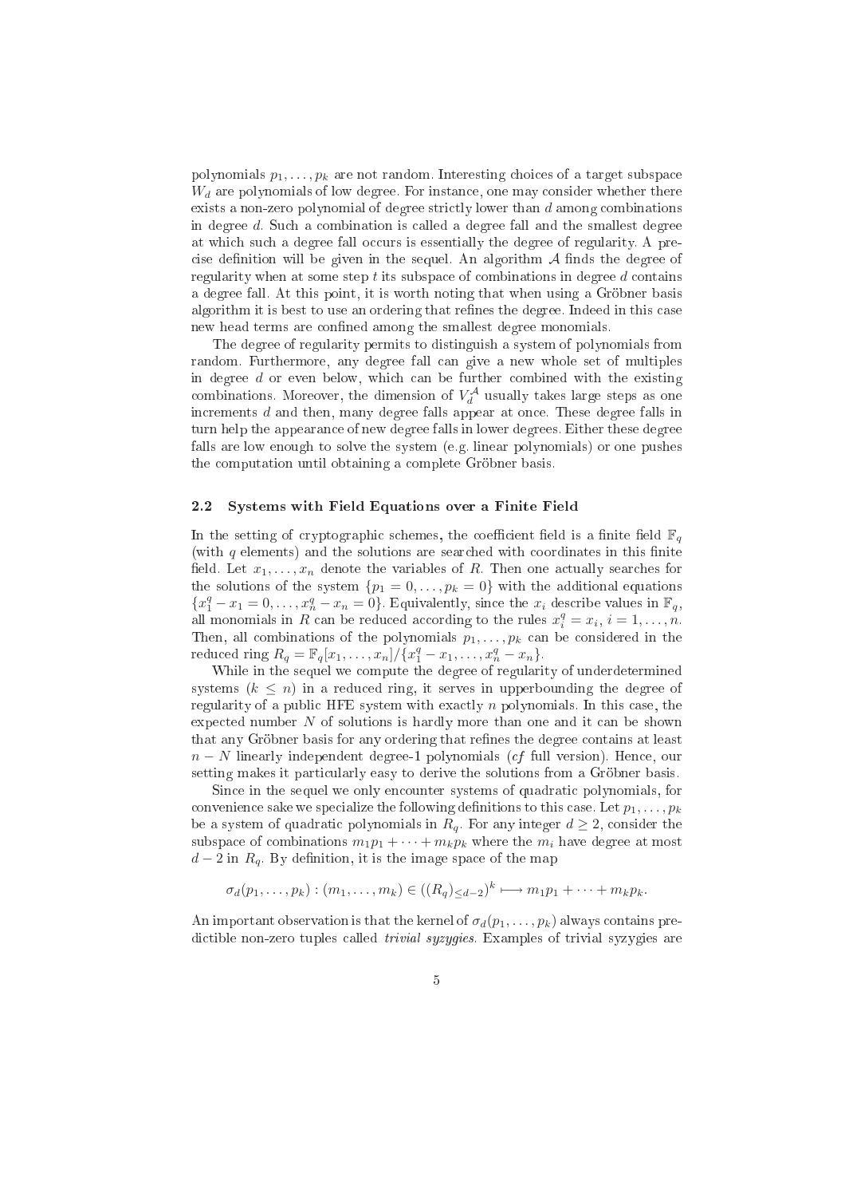polynomials $p_1, \ldots, p_k$ are not random. Interesting choices of a target subspace $W_d$ are polynomials of low degree. For instance, one may consider whether there exists a non-zero polynomial of degree strictly lower than $d$ among combinations in degree $d$. Such a combination is called a degree fall and the smallest degree at which such a degree fall occurs is essentially the degree of regularity. A precise definition will be given in the sequel. An algorithm $\mathcal{A}$ finds the degree of regularity when at some step $t$ its subspace of combinations in degree $d$ contains a degree fall. At this point, it is worth noting that when using a Gröbner basis algorithm it is best to use an ordering that refines the degree. Indeed in this case new head terms are confined among the smallest degree monomials.

The degree of regularity permits to distinguish a system of polynomials from random. Furthermore, any degree fall can give a new whole set of multiples in degree $d$ or even below, which can be further combined with the existing combinations. Moreover, the dimension of $V_d^{\mathcal{A}}$ usually takes large steps as one increments $d$ and then, many degree falls appear at once. These degree falls in turn help the appearance of new degree falls in lower degrees. Either these degree falls are low enough to solve the system (e.g. linear polynomials) or one pushes the computation until obtaining a complete Gröbner basis.

### 2.2 Systems with Field Equations over a Finite Field

In the setting of cryptographic schemes, the coefficient field is a finite field $\mathbb{F}_q$ (with $q$ elements) and the solutions are searched with coordinates in this finite field. Let $x_1, \ldots, x_n$ denote the variables of $R$. Then one actually searches for the solutions of the system $\{p_1 = 0, \ldots, p_k = 0\}$ with the additional equations $\{x_1^q - x_1 = 0, \ldots, x_n^q - x_n = 0\}$. Equivalently, since the $x_i$ describe values in $\mathbb{F}_q$, all monomials in $R$ can be reduced according to the rules $x_i^q = x_i$, $i = 1, \ldots, n$. Then, all combinations of the polynomials $p_1, \ldots, p_k$ can be considered in the reduced ring $R_q = \mathbb{F}_q[x_1, \ldots, x_n]/\{x_1^q - x_1, \ldots, x_n^q - x_n\}$.

While in the sequel we compute the degree of regularity of underdetermined systems ($k \leq n$) in a reduced ring, it serves in upperbounding the degree of regularity of a public HFE system with exactly $n$ polynomials. In this case, the expected number $N$ of solutions is hardly more than one and it can be shown that any Gröbner basis for any ordering that refines the degree contains at least $n - N$ linearly independent degree-1 polynomials (*cf* full version). Hence, our setting makes it particularly easy to derive the solutions from a Gröbner basis.

Since in the sequel we only encounter systems of quadratic polynomials, for convenience sake we specialize the following definitions to this case. Let $p_1, \ldots, p_k$ be a system of quadratic polynomials in $R_q$. For any integer $d \geq 2$, consider the subspace of combinations $m_1 p_1 + \cdots + m_k p_k$ where the $m_i$ have degree at most $d - 2$ in $R_q$. By definition, it is the image space of the map

$$\sigma_d(p_1, \ldots, p_k) : (m_1, \ldots, m_k) \in ((R_q)_{\leq d-2})^k \longmapsto m_1 p_1 + \cdots + m_k p_k.$$

An important observation is that the kernel of $\sigma_d(p_1, \ldots, p_k)$ always contains predictible non-zero tuples called *trivial syzygies*. Examples of trivial syzygies are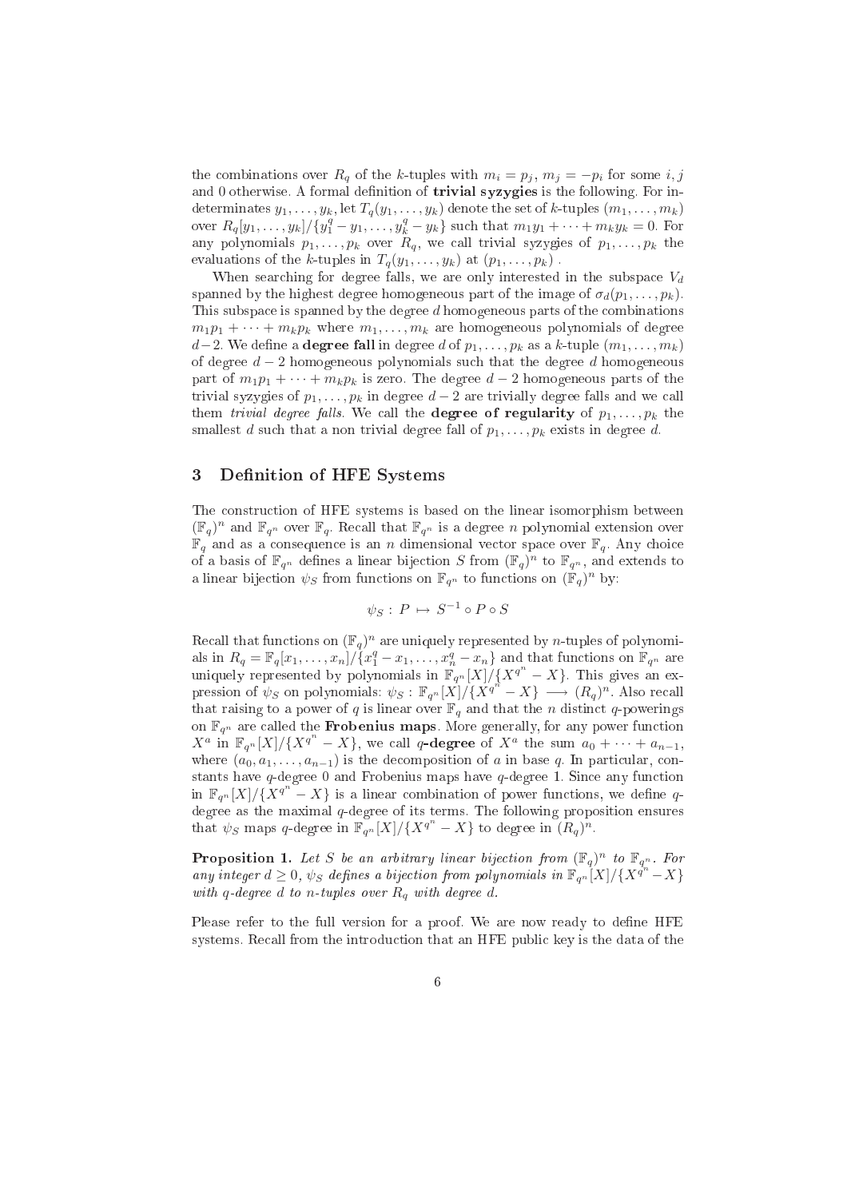the combinations over $R_q$ of the $k$-tuples with $m_i = p_j$, $m_j = -p_i$ for some $i, j$ and 0 otherwise. A formal definition of **trivial syzygies** is the following. For indeterminates $y_1, \ldots, y_k$, let $T_q(y_1, \ldots, y_k)$ denote the set of $k$-tuples $(m_1, \ldots, m_k)$ over $R_q[y_1, \ldots, y_k]/\{y_1^q - y_1, \ldots, y_k^q - y_k\}$ such that $m_1 y_1 + \cdots + m_k y_k = 0$. For any polynomials $p_1, \ldots, p_k$ over $R_q$, we call trivial syzygies of $p_1, \ldots, p_k$ the evaluations of the $k$-tuples in $T_q(y_1, \ldots, y_k)$ at $(p_1, \ldots, p_k)$ .

When searching for degree falls, we are only interested in the subspace $V_d$ spanned by the highest degree homogeneous part of the image of $\sigma_d(p_1, \ldots, p_k)$. This subspace is spanned by the degree $d$ homogeneous parts of the combinations $m_1 p_1 + \cdots + m_k p_k$ where $m_1, \ldots, m_k$ are homogeneous polynomials of degree $d-2$. We define a **degree fall** in degree $d$ of $p_1, \ldots, p_k$ as a $k$-tuple $(m_1, \ldots, m_k)$ of degree $d-2$ homogeneous polynomials such that the degree $d$ homogeneous part of $m_1 p_1 + \cdots + m_k p_k$ is zero. The degree $d-2$ homogeneous parts of the trivial syzygies of $p_1, \ldots, p_k$ in degree $d-2$ are trivially degree falls and we call them *trivial degree falls*. We call the **degree of regularity** of $p_1, \ldots, p_k$ the smallest $d$ such that a non trivial degree fall of $p_1, \ldots, p_k$ exists in degree $d$.

## 3 Definition of HFE Systems

The construction of HFE systems is based on the linear isomorphism between $(\mathbb{F}_q)^n$ and $\mathbb{F}_{q^n}$ over $\mathbb{F}_q$. Recall that $\mathbb{F}_{q^n}$ is a degree $n$ polynomial extension over $\mathbb{F}_q$ and as a consequence is an $n$ dimensional vector space over $\mathbb{F}_q$. Any choice of a basis of $\mathbb{F}_{q^n}$ defines a linear bijection $S$ from $(\mathbb{F}_q)^n$ to $\mathbb{F}_{q^n}$, and extends to a linear bijection $\psi_S$ from functions on $\mathbb{F}_{q^n}$ to functions on $(\mathbb{F}_q)^n$ by:

$$\psi_S : P \mapsto S^{-1} \circ P \circ S$$

Recall that functions on $(\mathbb{F}_q)^n$ are uniquely represented by $n$-tuples of polynomials in $R_q = \mathbb{F}_q[x_1, \ldots, x_n]/\{x_1^q - x_1, \ldots, x_n^q - x_n\}$ and that functions on $\mathbb{F}_{q^n}$ are uniquely represented by polynomials in $\mathbb{F}_{q^n}[X]/\{X^{q^n} - X\}$. This gives an expression of $\psi_S$ on polynomials: $\psi_S : \mathbb{F}_{q^n}[X]/\{X^{q^n} - X\} \longrightarrow (R_q)^n$. Also recall that raising to a power of $q$ is linear over $\mathbb{F}_q$ and that the $n$ distinct $q$-powerings on $\mathbb{F}_{q^n}$ are called the **Frobenius maps**. More generally, for any power function $X^a$ in $\mathbb{F}_{q^n}[X]/\{X^{q^n} - X\}$, we call **$q$-degree** of $X^a$ the sum $a_0 + \cdots + a_{n-1}$, where $(a_0, a_1, \ldots, a_{n-1})$ is the decomposition of $a$ in base $q$. In particular, constants have $q$-degree 0 and Frobenius maps have $q$-degree 1. Since any function in $\mathbb{F}_{q^n}[X]/\{X^{q^n} - X\}$ is a linear combination of power functions, we define $q$-degree as the maximal $q$-degree of its terms. The following proposition ensures that $\psi_S$ maps $q$-degree in $\mathbb{F}_{q^n}[X]/\{X^{q^n} - X\}$ to degree in $(R_q)^n$.

**Proposition 1.** *Let $S$ be an arbitrary linear bijection from $(\mathbb{F}_q)^n$ to $\mathbb{F}_{q^n}$. For any integer $d \geq 0$, $\psi_S$ defines a bijection from polynomials in $\mathbb{F}_{q^n}[X]/\{X^{q^n} - X\}$ with $q$-degree $d$ to $n$-tuples over $R_q$ with degree $d$.*

Please refer to the full version for a proof. We are now ready to define HFE systems. Recall from the introduction that an HFE public key is the data of the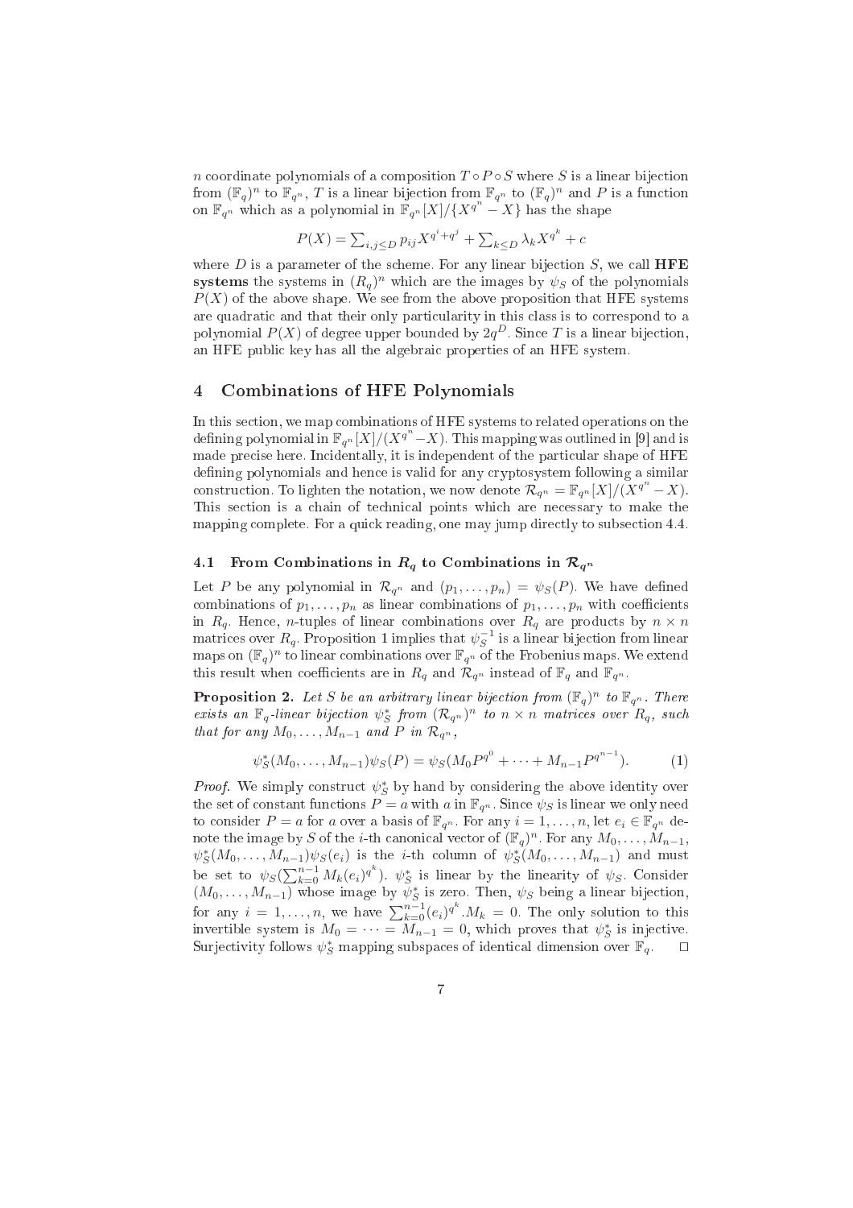$n$ coordinate polynomials of a composition $T \circ P \circ S$ where $S$ is a linear bijection from $(\mathbb{F}_q)^n$ to $\mathbb{F}_{q^n}$, $T$ is a linear bijection from $\mathbb{F}_{q^n}$ to $(\mathbb{F}_q)^n$ and $P$ is a function on $\mathbb{F}_{q^n}$ which as a polynomial in $\mathbb{F}_{q^n}[X]/\{X^{q^n} - X\}$ has the shape

$$P(X) = \sum_{i,j \le D} p_{ij} X^{q^i + q^j} + \sum_{k \le D} \lambda_k X^{q^k} + c$$

where $D$ is a parameter of the scheme. For any linear bijection $S$, we call **HFE systems** the systems in $(R_q)^n$ which are the images by $\psi_S$ of the polynomials $P(X)$ of the above shape. We see from the above proposition that HFE systems are quadratic and that their only particularity in this class is to correspond to a polynomial $P(X)$ of degree upper bounded by $2q^D$. Since $T$ is a linear bijection, an HFE public key has all the algebraic properties of an HFE system.

## 4 Combinations of HFE Polynomials

In this section, we map combinations of HFE systems to related operations on the defining polynomial in $\mathbb{F}_{q^n}[X]/(X^{q^n} - X)$. This mapping was outlined in [9] and is made precise here. Incidentally, it is independent of the particular shape of HFE defining polynomials and hence is valid for any cryptosystem following a similar construction. To lighten the notation, we now denote $\mathcal{R}_{q^n} = \mathbb{F}_{q^n}[X]/(X^{q^n} - X)$. This section is a chain of technical points which are necessary to make the mapping complete. For a quick reading, one may jump directly to subsection 4.4.

### 4.1 From Combinations in $R_q$ to Combinations in $\mathcal{R}_{q^n}$

Let $P$ be any polynomial in $\mathcal{R}_{q^n}$ and $(p_1, \dots, p_n) = \psi_S(P)$. We have defined combinations of $p_1, \dots, p_n$ as linear combinations of $p_1, \dots, p_n$ with coefficients in $R_q$. Hence, $n$-tuples of linear combinations over $R_q$ are products by $n \times n$ matrices over $R_q$. Proposition 1 implies that $\psi_S^{-1}$ is a linear bijection from linear maps on $(\mathbb{F}_q)^n$ to linear combinations over $\mathbb{F}_{q^n}$ of the Frobenius maps. We extend this result when coefficients are in $R_q$ and $\mathcal{R}_{q^n}$ instead of $\mathbb{F}_q$ and $\mathbb{F}_{q^n}$.

**Proposition 2.** *Let $S$ be an arbitrary linear bijection from $(\mathbb{F}_q)^n$ to $\mathbb{F}_{q^n}$. There exists an $\mathbb{F}_q$-linear bijection $\psi_S^*$ from $(\mathcal{R}_{q^n})^n$ to $n \times n$ matrices over $R_q$, such that for any $M_0, \dots, M_{n-1}$ and $P$ in $\mathcal{R}_{q^n}$,*

$$\psi_S^*(M_0, \dots, M_{n-1}) \psi_S(P) = \psi_S(M_0 P^{q^0} + \dots + M_{n-1} P^{q^{n-1}}). \tag{1}$$

*Proof.* We simply construct $\psi_S^*$ by hand by considering the above identity over the set of constant functions $P = a$ with $a$ in $\mathbb{F}_{q^n}$. Since $\psi_S$ is linear we only need to consider $P = a$ for $a$ over a basis of $\mathbb{F}_{q^n}$. For any $i = 1, \dots, n$, let $e_i \in \mathbb{F}_{q^n}$ denote the image by $S$ of the $i$-th canonical vector of $(\mathbb{F}_q)^n$. For any $M_0, \dots, M_{n-1}$, $\psi_S^*(M_0, \dots, M_{n-1})\psi_S(e_i)$ is the $i$-th column of $\psi_S^*(M_0, \dots, M_{n-1})$ and must be set to $\psi_S(\sum_{k=0}^{n-1} M_k (e_i)^{q^k})$. $\psi_S^*$ is linear by the linearity of $\psi_S$. Consider $(M_0, \dots, M_{n-1})$ whose image by $\psi_S^*$ is zero. Then, $\psi_S$ being a linear bijection, for any $i = 1, \dots, n$, we have $\sum_{k=0}^{n-1} (e_i)^{q^k}.M_k = 0$. The only solution to this invertible system is $M_0 = \dots = M_{n-1} = 0$, which proves that $\psi_S^*$ is injective. Surjectivity follows $\psi_S^*$ mapping subspaces of identical dimension over $\mathbb{F}_q$. □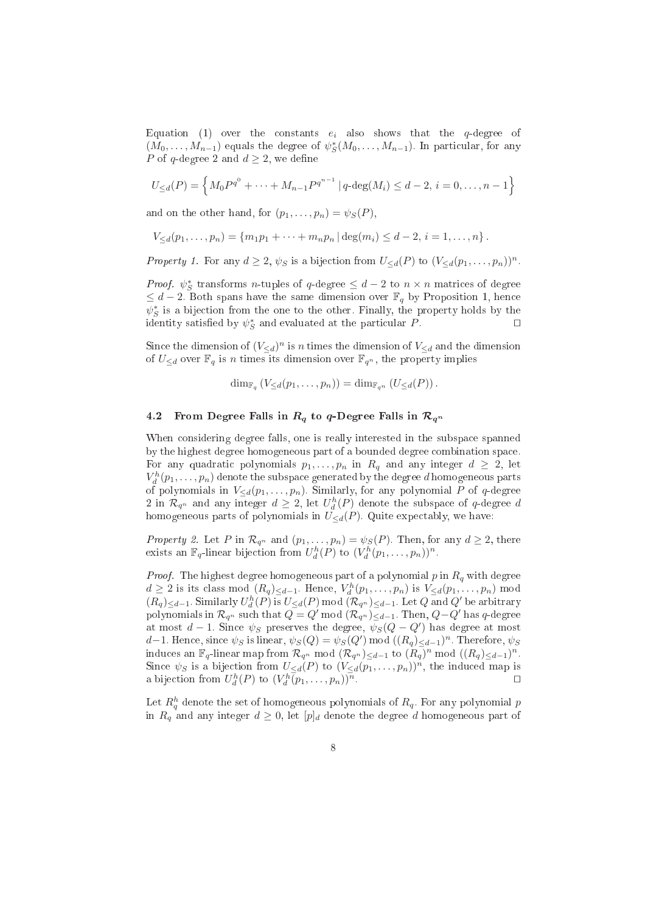Equation (1) over the constants $e_i$ also shows that the $q$-degree of $(M_0, \ldots, M_{n-1})$ equals the degree of $\psi_S^*(M_0, \ldots, M_{n-1})$. In particular, for any $P$ of $q$-degree 2 and $d \geq 2$, we define

$$U_{\leq d}(P) = \left\{ M_0 P^{q^0} + \cdots + M_{n-1} P^{q^{n-1}} \,|\, q\text{-deg}(M_i) \leq d-2,\ i = 0, \ldots, n-1 \right\}$$

and on the other hand, for $(p_1, \ldots, p_n) = \psi_S(P)$,

$$V_{\leq d}(p_1, \ldots, p_n) = \{ m_1 p_1 + \cdots + m_n p_n \,|\, \deg(m_i) \leq d-2,\ i = 1, \ldots, n \}.$$

*Property 1.* For any $d \geq 2$, $\psi_S$ is a bijection from $U_{\leq d}(P)$ to $(V_{\leq d}(p_1, \ldots, p_n))^n$.

*Proof.* $\psi_S^*$ transforms $n$-tuples of $q$-degree $\leq d-2$ to $n \times n$ matrices of degree $\leq d-2$. Both spans have the same dimension over $\mathbb{F}_q$ by Proposition 1, hence $\psi_S^*$ is a bijection from the one to the other. Finally, the property holds by the identity satisfied by $\psi_S^*$ and evaluated at the particular $P$. $\square$

Since the dimension of $(V_{\leq d})^n$ is $n$ times the dimension of $V_{\leq d}$ and the dimension of $U_{\leq d}$ over $\mathbb{F}_q$ is $n$ times its dimension over $\mathbb{F}_{q^n}$, the property implies

$$\dim_{\mathbb{F}_q}(V_{\leq d}(p_1, \ldots, p_n)) = \dim_{\mathbb{F}_{q^n}}(U_{\leq d}(P)).$$

### 4.2 From Degree Falls in $R_q$ to $q$-Degree Falls in $\mathcal{R}_{q^n}$

When considering degree falls, one is really interested in the subspace spanned by the highest degree homogeneous part of a bounded degree combination space. For any quadratic polynomials $p_1, \ldots, p_n$ in $R_q$ and any integer $d \geq 2$, let $V_d^h(p_1, \ldots, p_n)$ denote the subspace generated by the degree $d$ homogeneous parts of polynomials in $V_{\leq d}(p_1, \ldots, p_n)$. Similarly, for any polynomial $P$ of $q$-degree 2 in $\mathcal{R}_{q^n}$ and any integer $d \geq 2$, let $U_d^h(P)$ denote the subspace of $q$-degree $d$ homogeneous parts of polynomials in $U_{\leq d}(P)$. Quite expectably, we have:

*Property 2.* Let $P$ in $\mathcal{R}_{q^n}$ and $(p_1, \ldots, p_n) = \psi_S(P)$. Then, for any $d \geq 2$, there exists an $\mathbb{F}_q$-linear bijection from $U_d^h(P)$ to $(V_d^h(p_1, \ldots, p_n))^n$.

*Proof.* The highest degree homogeneous part of a polynomial $p$ in $R_q$ with degree $d \geq 2$ is its class mod $(R_q)_{\leq d-1}$. Hence, $V_d^h(p_1, \ldots, p_n)$ is $V_{\leq d}(p_1, \ldots, p_n)$ mod $(R_q)_{\leq d-1}$. Similarly $U_d^h(P)$ is $U_{\leq d}(P)$ mod $(\mathcal{R}_{q^n})_{\leq d-1}$. Let $Q$ and $Q'$ be arbitrary polynomials in $\mathcal{R}_{q^n}$ such that $Q = Q'$ mod $(\mathcal{R}_{q^n})_{\leq d-1}$. Then, $Q - Q'$ has $q$-degree at most $d-1$. Since $\psi_S$ preserves the degree, $\psi_S(Q - Q')$ has degree at most $d-1$. Hence, since $\psi_S$ is linear, $\psi_S(Q) = \psi_S(Q')$ mod $((R_q)_{\leq d-1})^n$. Therefore, $\psi_S$ induces an $\mathbb{F}_q$-linear map from $\mathcal{R}_{q^n}$ mod $(\mathcal{R}_{q^n})_{\leq d-1}$ to $(R_q)^n$ mod $((R_q)_{\leq d-1})^n$. Since $\psi_S$ is a bijection from $U_{\leq d}(P)$ to $(V_{\leq d}(p_1, \ldots, p_n))^n$, the induced map is a bijection from $U_d^h(P)$ to $(V_d^h(p_1, \ldots, p_n))^n$. $\square$

Let $R_q^h$ denote the set of homogeneous polynomials of $R_q$. For any polynomial $p$ in $R_q$ and any integer $d \geq 0$, let $[p]_d$ denote the degree $d$ homogeneous part of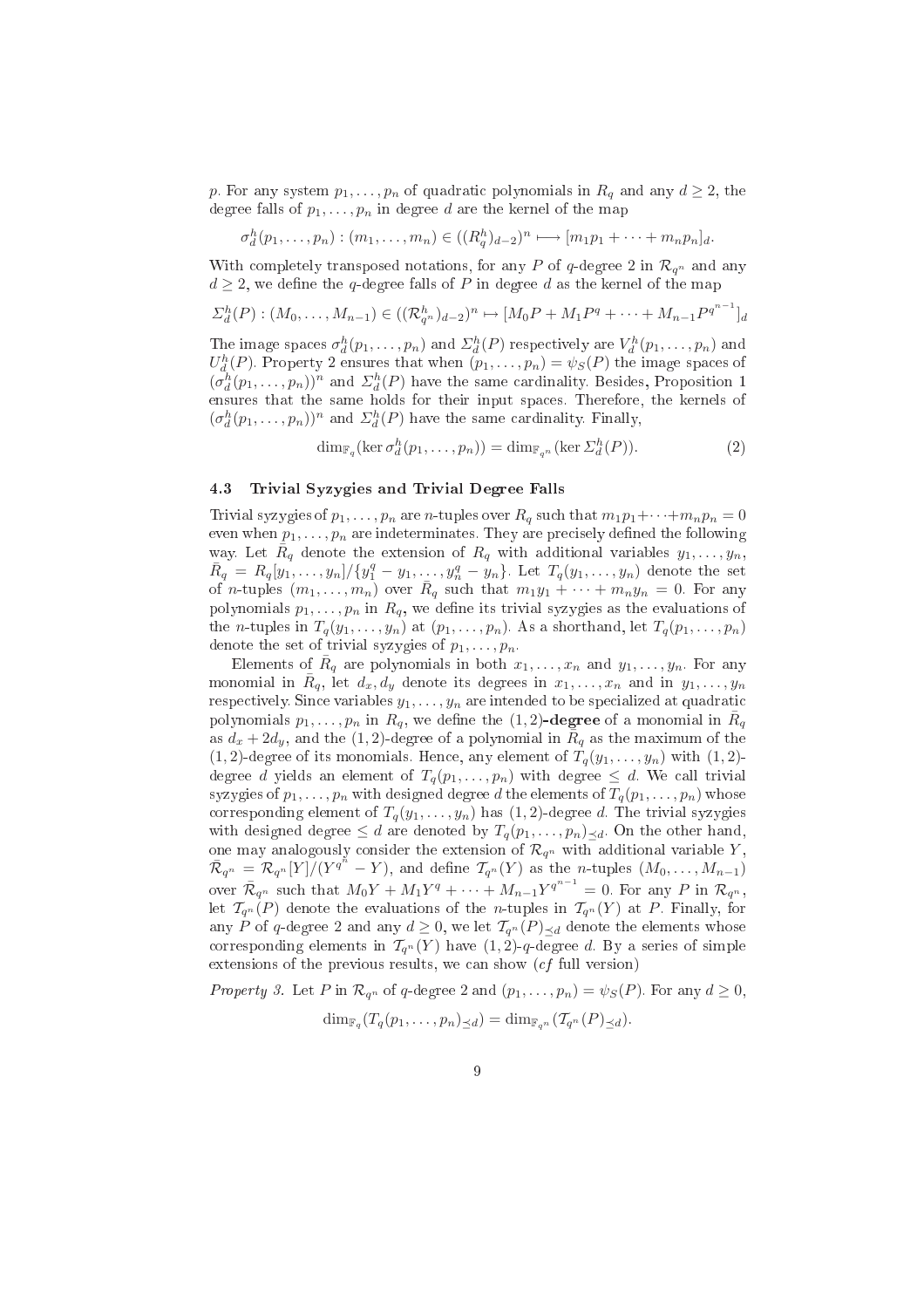$p$. For any system $p_1, \ldots, p_n$ of quadratic polynomials in $R_q$ and any $d \geq 2$, the degree falls of $p_1, \ldots, p_n$ in degree $d$ are the kernel of the map

$$\sigma_d^h(p_1, \ldots, p_n) : (m_1, \ldots, m_n) \in ((R_q^h)_{d-2})^n \longmapsto [m_1 p_1 + \cdots + m_n p_n]_d.$$

With completely transposed notations, for any $P$ of $q$-degree 2 in $\mathcal{R}_{q^n}$ and any $d \geq 2$, we define the $q$-degree falls of $P$ in degree $d$ as the kernel of the map

$$\Sigma_d^h(P) : (M_0, \ldots, M_{n-1}) \in ((\mathcal{R}_{q^n}^h)_{d-2})^n \mapsto [M_0 P + M_1 P^q + \cdots + M_{n-1} P^{q^{n-1}}]_d$$

The image spaces $\sigma_d^h(p_1, \ldots, p_n)$ and $\Sigma_d^h(P)$ respectively are $V_d^h(p_1, \ldots, p_n)$ and $U_d^h(P)$. Property 2 ensures that when $(p_1, \ldots, p_n) = \psi_S(P)$ the image spaces of $(\sigma_d^h(p_1, \ldots, p_n))^n$ and $\Sigma_d^h(P)$ have the same cardinality. Besides, Proposition 1 ensures that the same holds for their input spaces. Therefore, the kernels of $(\sigma_d^h(p_1, \ldots, p_n))^n$ and $\Sigma_d^h(P)$ have the same cardinality. Finally,

$$\dim_{\mathbb{F}_q}(\ker \sigma_d^h(p_1, \ldots, p_n)) = \dim_{\mathbb{F}_{q^n}}(\ker \Sigma_d^h(P)). \tag{2}$$

### 4.3 Trivial Syzygies and Trivial Degree Falls

Trivial syzygies of $p_1, \ldots, p_n$ are $n$-tuples over $R_q$ such that $m_1 p_1 + \cdots + m_n p_n = 0$ even when $p_1, \ldots, p_n$ are indeterminates. They are precisely defined the following way. Let $\bar{R}_q$ denote the extension of $R_q$ with additional variables $y_1, \ldots, y_n$, $\bar{R}_q = R_q[y_1, \ldots, y_n]/\{y_1^q - y_1, \ldots, y_n^q - y_n\}$. Let $T_q(y_1, \ldots, y_n)$ denote the set of $n$-tuples $(m_1, \ldots, m_n)$ over $\bar{R}_q$ such that $m_1 y_1 + \cdots + m_n y_n = 0$. For any polynomials $p_1, \ldots, p_n$ in $R_q$, we define its trivial syzygies as the evaluations of the $n$-tuples in $T_q(y_1, \ldots, y_n)$ at $(p_1, \ldots, p_n)$. As a shorthand, let $T_q(p_1, \ldots, p_n)$ denote the set of trivial syzygies of $p_1, \ldots, p_n$.

Elements of $\bar{R}_q$ are polynomials in both $x_1, \ldots, x_n$ and $y_1, \ldots, y_n$. For any monomial in $\bar{R}_q$, let $d_x, d_y$ denote its degrees in $x_1, \ldots, x_n$ and in $y_1, \ldots, y_n$ respectively. Since variables $y_1, \ldots, y_n$ are intended to be specialized at quadratic polynomials $p_1, \ldots, p_n$ in $R_q$, we define the **$(1, 2)$-degree** of a monomial in $\bar{R}_q$ as $d_x + 2d_y$, and the $(1, 2)$-degree of a polynomial in $\bar{R}_q$ as the maximum of the $(1, 2)$-degree of its monomials. Hence, any element of $T_q(y_1, \ldots, y_n)$ with $(1, 2)$-degree $d$ yields an element of $T_q(p_1, \ldots, p_n)$ with degree $\leq d$. We call trivial syzygies of $p_1, \ldots, p_n$ with designed degree $d$ the elements of $T_q(p_1, \ldots, p_n)$ whose corresponding element of $T_q(y_1, \ldots, y_n)$ has $(1, 2)$-degree $d$. The trivial syzygies with designed degree $\leq d$ are denoted by $T_q(p_1, \ldots, p_n)_{\preceq d}$. On the other hand, one may analogously consider the extension of $\mathcal{R}_{q^n}$ with additional variable $Y$, $\bar{\mathcal{R}}_{q^n} = \mathcal{R}_{q^n}[Y]/(Y^{q^n} - Y)$, and define $\mathcal{T}_{q^n}(Y)$ as the $n$-tuples $(M_0, \ldots, M_{n-1})$ over $\bar{\mathcal{R}}_{q^n}$ such that $M_0 Y + M_1 Y^q + \cdots + M_{n-1} Y^{q^{n-1}} = 0$. For any $P$ in $\mathcal{R}_{q^n}$, let $\mathcal{T}_{q^n}(P)$ denote the evaluations of the $n$-tuples in $\mathcal{T}_{q^n}(Y)$ at $P$. Finally, for any $P$ of $q$-degree 2 and any $d \geq 0$, we let $\mathcal{T}_{q^n}(P)_{\preceq d}$ denote the elements whose corresponding elements in $\mathcal{T}_{q^n}(Y)$ have $(1, 2)$-$q$-degree $d$. By a series of simple extensions of the previous results, we can show (*cf* full version)

*Property 3.* Let $P$ in $\mathcal{R}_{q^n}$ of $q$-degree 2 and $(p_1, \ldots, p_n) = \psi_S(P)$. For any $d \geq 0$,

$$\dim_{\mathbb{F}_q}(T_q(p_1, \ldots, p_n)_{\preceq d}) = \dim_{\mathbb{F}_{q^n}}(\mathcal{T}_{q^n}(P)_{\preceq d}).$$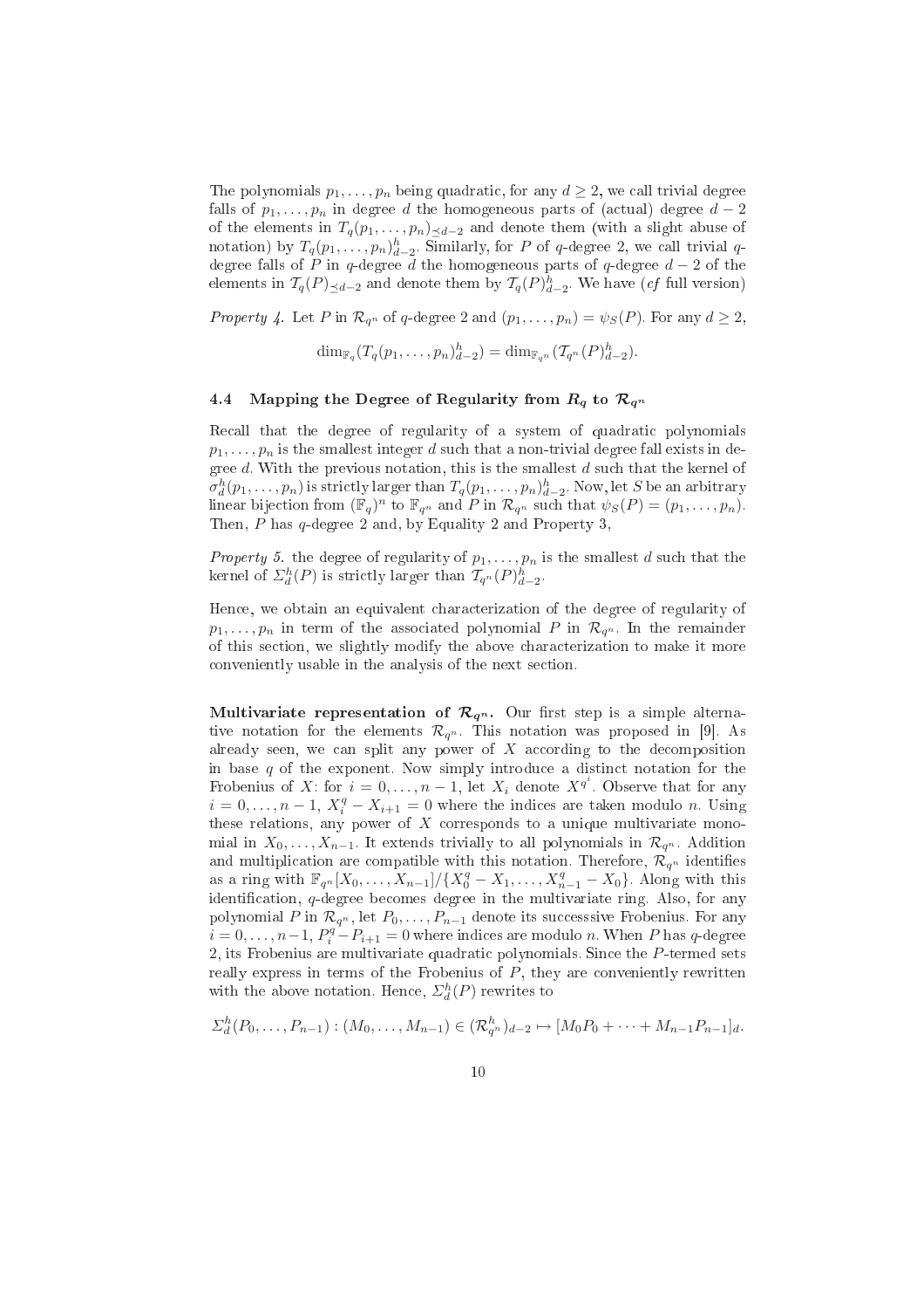The polynomials $p_1, \dots, p_n$ being quadratic, for any $d \geq 2$, we call trivial degree falls of $p_1, \dots, p_n$ in degree $d$ the homogeneous parts of (actual) degree $d-2$ of the elements in $T_q(p_1, \dots, p_n)_{\preceq d-2}$ and denote them (with a slight abuse of notation) by $T_q(p_1, \dots, p_n)^h_{d-2}$. Similarly, for $P$ of $q$-degree 2, we call trivial $q$-degree falls of $P$ in $q$-degree $d$ the homogeneous parts of $q$-degree $d-2$ of the elements in $\mathcal{T}_q(P)_{\preceq d-2}$ and denote them by $\mathcal{T}_q(P)^h_{d-2}$. We have (*cf* full version)

*Property 4.* Let $P$ in $\mathcal{R}_{q^n}$ of $q$-degree 2 and $(p_1, \dots, p_n) = \psi_S(P)$. For any $d \geq 2$,

$$\dim_{\mathbb{F}_q}(T_q(p_1, \dots, p_n)^h_{d-2}) = \dim_{\mathbb{F}_{q^n}}(\mathcal{T}_{q^n}(P)^h_{d-2}).$$

### 4.4 Mapping the Degree of Regularity from $R_q$ to $\mathcal{R}_{q^n}$

Recall that the degree of regularity of a system of quadratic polynomials $p_1, \dots, p_n$ is the smallest integer $d$ such that a non-trivial degree fall exists in degree $d$. With the previous notation, this is the smallest $d$ such that the kernel of $\sigma^h_d(p_1, \dots, p_n)$ is strictly larger than $T_q(p_1, \dots, p_n)^h_{d-2}$. Now, let $S$ be an arbitrary linear bijection from $(\mathbb{F}_q)^n$ to $\mathbb{F}_{q^n}$ and $P$ in $\mathcal{R}_{q^n}$ such that $\psi_S(P) = (p_1, \dots, p_n)$. Then, $P$ has $q$-degree 2 and, by Equality 2 and Property 3,

*Property 5.* the degree of regularity of $p_1, \dots, p_n$ is the smallest $d$ such that the kernel of $\Sigma^h_d(P)$ is strictly larger than $\mathcal{T}_{q^n}(P)^h_{d-2}$.

Hence, we obtain an equivalent characterization of the degree of regularity of $p_1, \dots, p_n$ in term of the associated polynomial $P$ in $\mathcal{R}_{q^n}$. In the remainder of this section, we slightly modify the above characterization to make it more conveniently usable in the analysis of the next section.

**Multivariate representation of $\mathcal{R}_{q^n}$.** Our first step is a simple alternative notation for the elements $\mathcal{R}_{q^n}$. This notation was proposed in [9]. As already seen, we can split any power of $X$ according to the decomposition in base $q$ of the exponent. Now simply introduce a distinct notation for the Frobenius of $X$: for $i = 0, \dots, n-1$, let $X_i$ denote $X^{q^i}$. Observe that for any $i = 0, \dots, n-1$, $X_i^q - X_{i+1} = 0$ where the indices are taken modulo $n$. Using these relations, any power of $X$ corresponds to a unique multivariate monomial in $X_0, \dots, X_{n-1}$. It extends trivially to all polynomials in $\mathcal{R}_{q^n}$. Addition and multiplication are compatible with this notation. Therefore, $\mathcal{R}_{q^n}$ identifies as a ring with $\mathbb{F}_{q^n}[X_0, \dots, X_{n-1}]/\{X_0^q - X_1, \dots, X_{n-1}^q - X_0\}$. Along with this identification, $q$-degree becomes degree in the multivariate ring. Also, for any polynomial $P$ in $\mathcal{R}_{q^n}$, let $P_0, \dots, P_{n-1}$ denote its successsive Frobenius. For any $i = 0, \dots, n-1$, $P_i^q - P_{i+1} = 0$ where indices are modulo $n$. When $P$ has $q$-degree 2, its Frobenius are multivariate quadratic polynomials. Since the $P$-termed sets really express in terms of the Frobenius of $P$, they are conveniently rewritten with the above notation. Hence, $\Sigma^h_d(P)$ rewrites to

$$\Sigma^h_d(P_0, \dots, P_{n-1}) : (M_0, \dots, M_{n-1}) \in (\mathcal{R}^h_{q^n})_{d-2} \mapsto [M_0 P_0 + \dots + M_{n-1} P_{n-1}]_d.$$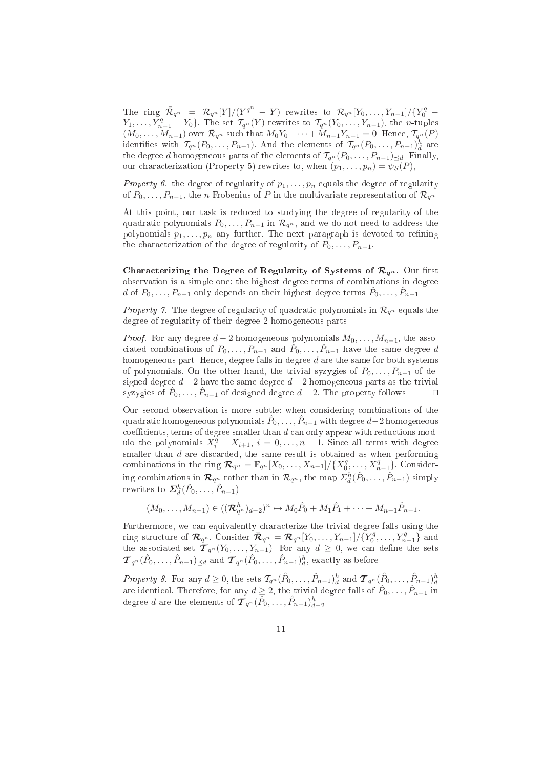The ring $\bar{\mathcal{R}}_{q^n} = \mathcal{R}_{q^n}[Y]/(Y^{q^n} - Y)$ rewrites to $\mathcal{R}_{q^n}[Y_0, \ldots, Y_{n-1}]/\{Y_0^q - Y_1, \ldots, Y_{n-1}^q - Y_0\}$. The set $\mathcal{T}_{q^n}(Y)$ rewrites to $\mathcal{T}_{q^n}(Y_0, \ldots, Y_{n-1})$, the $n$-tuples $(M_0, \ldots, M_{n-1})$ over $\bar{\mathcal{R}}_{q^n}$ such that $M_0 Y_0 + \cdots + M_{n-1} Y_{n-1} = 0$. Hence, $\mathcal{T}_{q^n}(P)$ identifies with $\mathcal{T}_{q^n}(P_0, \ldots, P_{n-1})$. And the elements of $\mathcal{T}_{q^n}(P_0, \ldots, P_{n-1})_d^h$ are the degree $d$ homogeneous parts of the elements of $\mathcal{T}_{q^n}(P_0, \ldots, P_{n-1})_{\preceq d}$. Finally, our characterization (Property 5) rewrites to, when $(p_1, \ldots, p_n) = \psi_S(P)$,

*Property 6.* the degree of regularity of $p_1, \ldots, p_n$ equals the degree of regularity of $P_0, \ldots, P_{n-1}$, the $n$ Frobenius of $P$ in the multivariate representation of $\mathcal{R}_{q^n}$.

At this point, our task is reduced to studying the degree of regularity of the quadratic polynomials $P_0, \ldots, P_{n-1}$ in $\mathcal{R}_{q^n}$, and we do not need to address the polynomials $p_1, \ldots, p_n$ any further. The next paragraph is devoted to refining the characterization of the degree of regularity of $P_0, \ldots, P_{n-1}$.

**Characterizing the Degree of Regularity of Systems of $\boldsymbol{\mathcal{R}}_{q^n}$.** Our first observation is a simple one: the highest degree terms of combinations in degree $d$ of $P_0, \ldots, P_{n-1}$ only depends on their highest degree terms $\hat{P}_0, \ldots, \hat{P}_{n-1}$.

*Property 7.* The degree of regularity of quadratic polynomials in $\mathcal{R}_{q^n}$ equals the degree of regularity of their degree 2 homogeneous parts.

*Proof.* For any degree $d-2$ homogeneous polynomials $M_0, \ldots, M_{n-1}$, the associated combinations of $P_0, \ldots, P_{n-1}$ and $\hat{P}_0, \ldots, \hat{P}_{n-1}$ have the same degree $d$ homogeneous part. Hence, degree falls in degree $d$ are the same for both systems of polynomials. On the other hand, the trivial syzygies of $P_0, \ldots, P_{n-1}$ of designed degree $d-2$ have the same degree $d-2$ homogeneous parts as the trivial syzygies of $\hat{P}_0, \ldots, \hat{P}_{n-1}$ of designed degree $d-2$. The property follows. $\square$

Our second observation is more subtle: when considering combinations of the quadratic homogeneous polynomials $\hat{P}_0, \ldots, \hat{P}_{n-1}$ with degree $d-2$ homogeneous coefficients, terms of degree smaller than $d$ can only appear with reductions modulo the polynomials $X_i^q - X_{i+1}$, $i = 0, \ldots, n-1$. Since all terms with degree smaller than $d$ are discarded, the same result is obtained as when performing combinations in the ring $\boldsymbol{\mathcal{R}}_{q^n} = \mathbb{F}_{q^n}[X_0, \ldots, X_{n-1}]/\{X_0^q, \ldots, X_{n-1}^q\}$. Considering combinations in $\boldsymbol{\mathcal{R}}_{q^n}$ rather than in $\mathcal{R}_{q^n}$, the map $\Sigma_d^h(\hat{P}_0, \ldots, \hat{P}_{n-1})$ simply rewrites to $\boldsymbol{\Sigma}_d^h(\hat{P}_0, \ldots, \hat{P}_{n-1})$:

$$(M_0, \ldots, M_{n-1}) \in ((\boldsymbol{\mathcal{R}}_{q^n}^h)_{d-2})^n \mapsto M_0 \hat{P}_0 + M_1 \hat{P}_1 + \cdots + M_{n-1} \hat{P}_{n-1}.$$

Furthermore, we can equivalently characterize the trivial degree falls using the ring structure of $\boldsymbol{\mathcal{R}}_{q^n}$. Consider $\bar{\boldsymbol{\mathcal{R}}}_{q^n} = \boldsymbol{\mathcal{R}}_{q^n}[Y_0, \ldots, Y_{n-1}]/\{Y_0^q, \ldots, Y_{n-1}^q\}$ and the associated set $\boldsymbol{\mathcal{T}}_{q^n}(Y_0, \ldots, Y_{n-1})$. For any $d \geq 0$, we can define the sets $\boldsymbol{\mathcal{T}}_{q^n}(\hat{P}_0, \ldots, \hat{P}_{n-1})_{\preceq d}$ and $\boldsymbol{\mathcal{T}}_{q^n}(\hat{P}_0, \ldots, \hat{P}_{n-1})_d^h$, exactly as before.

*Property 8.* For any $d \geq 0$, the sets $\mathcal{T}_{q^n}(\hat{P}_0, \ldots, \hat{P}_{n-1})_d^h$ and $\boldsymbol{\mathcal{T}}_{q^n}(\hat{P}_0, \ldots, \hat{P}_{n-1})_d^h$ are identical. Therefore, for any $d \geq 2$, the trivial degree falls of $\hat{P}_0, \ldots, \hat{P}_{n-1}$ in degree $d$ are the elements of $\boldsymbol{\mathcal{T}}_{q^n}(\hat{P}_0, \ldots, \hat{P}_{n-1})_{d-2}^h$.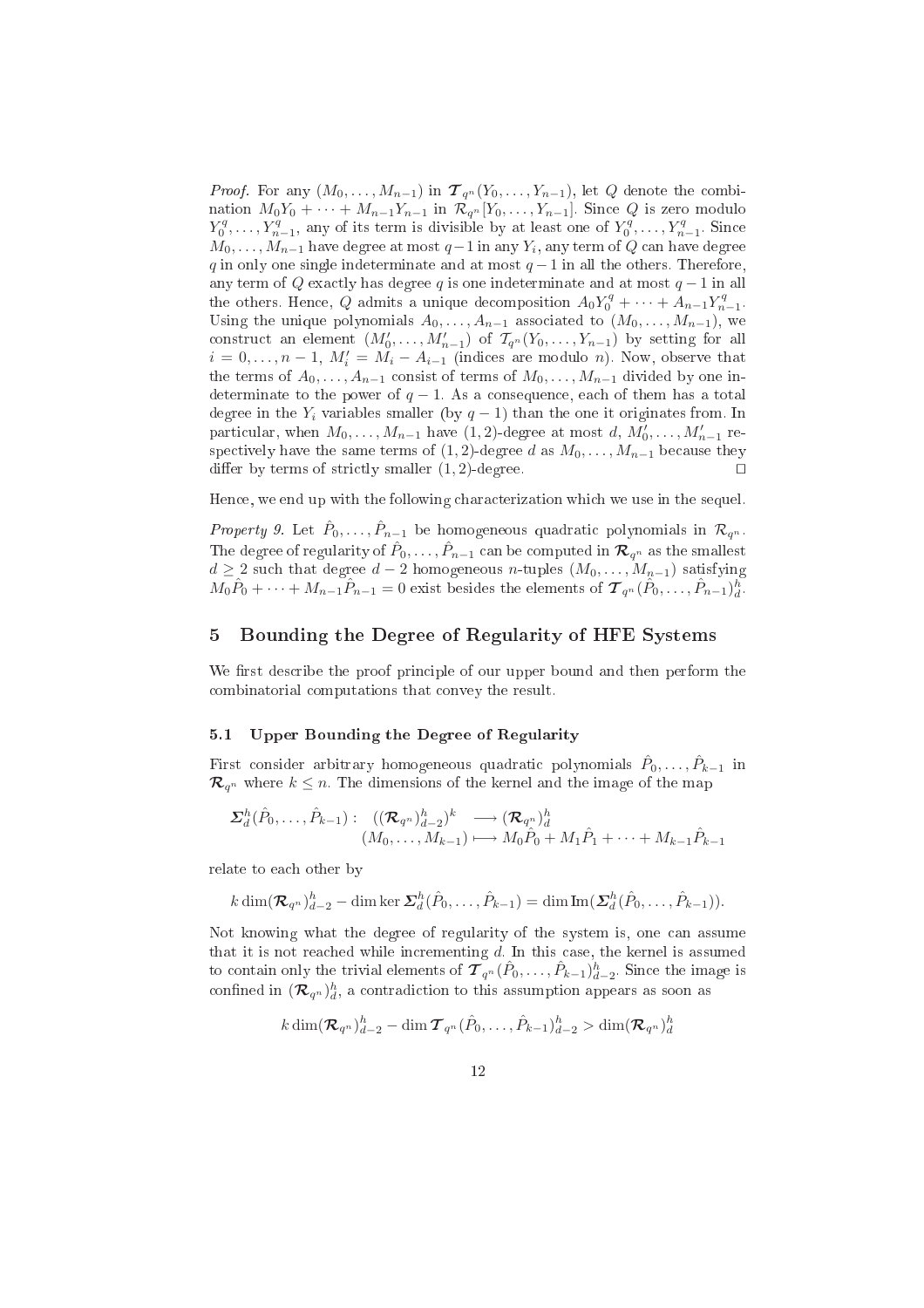*Proof.* For any $(M_0, \ldots, M_{n-1})$ in $\boldsymbol{\mathcal{T}}_{q^n}(Y_0, \ldots, Y_{n-1})$, let $Q$ denote the combination $M_0 Y_0 + \cdots + M_{n-1} Y_{n-1}$ in $\mathcal{R}_{q^n}[Y_0, \ldots, Y_{n-1}]$. Since $Q$ is zero modulo $Y_0^q, \ldots, Y_{n-1}^q$, any of its term is divisible by at least one of $Y_0^q, \ldots, Y_{n-1}^q$. Since $M_0, \ldots, M_{n-1}$ have degree at most $q-1$ in any $Y_i$, any term of $Q$ can have degree $q$ in only one single indeterminate and at most $q-1$ in all the others. Therefore, any term of $Q$ exactly has degree $q$ is one indeterminate and at most $q-1$ in all the others. Hence, $Q$ admits a unique decomposition $A_0 Y_0^q + \cdots + A_{n-1} Y_{n-1}^q$. Using the unique polynomials $A_0, \ldots, A_{n-1}$ associated to $(M_0, \ldots, M_{n-1})$, we construct an element $(M'_0, \ldots, M'_{n-1})$ of $\mathcal{T}_{q^n}(Y_0, \ldots, Y_{n-1})$ by setting for all $i = 0, \ldots, n-1$, $M'_i = M_i - A_{i-1}$ (indices are modulo $n$). Now, observe that the terms of $A_0, \ldots, A_{n-1}$ consist of terms of $M_0, \ldots, M_{n-1}$ divided by one indeterminate to the power of $q-1$. As a consequence, each of them has a total degree in the $Y_i$ variables smaller (by $q-1$) than the one it originates from. In particular, when $M_0, \ldots, M_{n-1}$ have $(1,2)$-degree at most $d$, $M'_0, \ldots, M'_{n-1}$ respectively have the same terms of $(1,2)$-degree $d$ as $M_0, \ldots, M_{n-1}$ because they differ by terms of strictly smaller $(1,2)$-degree. $\square$

Hence, we end up with the following characterization which we use in the sequel.

*Property 9.* Let $\hat{P}_0, \ldots, \hat{P}_{n-1}$ be homogeneous quadratic polynomials in $\mathcal{R}_{q^n}$. The degree of regularity of $\hat{P}_0, \ldots, \hat{P}_{n-1}$ can be computed in $\boldsymbol{\mathcal{R}}_{q^n}$ as the smallest $d \geq 2$ such that degree $d-2$ homogeneous $n$-tuples $(M_0, \ldots, M_{n-1})$ satisfying $M_0 \hat{P}_0 + \cdots + M_{n-1} \hat{P}_{n-1} = 0$ exist besides the elements of $\boldsymbol{\mathcal{T}}_{q^n}(\hat{P}_0, \ldots, \hat{P}_{n-1})_d^h$.

## 5 Bounding the Degree of Regularity of HFE Systems

We first describe the proof principle of our upper bound and then perform the combinatorial computations that convey the result.

### 5.1 Upper Bounding the Degree of Regularity

First consider arbitrary homogeneous quadratic polynomials $\hat{P}_0, \ldots, \hat{P}_{k-1}$ in $\boldsymbol{\mathcal{R}}_{q^n}$ where $k \leq n$. The dimensions of the kernel and the image of the map

$$\begin{aligned} \boldsymbol{\Sigma}_d^h(\hat{P}_0, \ldots, \hat{P}_{k-1}) : \quad ((\boldsymbol{\mathcal{R}}_{q^n})_{d-2}^h)^k &\longrightarrow (\boldsymbol{\mathcal{R}}_{q^n})_d^h \\ (M_0, \ldots, M_{k-1}) &\longmapsto M_0 \hat{P}_0 + M_1 \hat{P}_1 + \cdots + M_{k-1} \hat{P}_{k-1} \end{aligned}$$

relate to each other by

$$k \dim(\boldsymbol{\mathcal{R}}_{q^n})_{d-2}^h - \dim \ker \boldsymbol{\Sigma}_d^h(\hat{P}_0, \ldots, \hat{P}_{k-1}) = \dim \operatorname{Im}(\boldsymbol{\Sigma}_d^h(\hat{P}_0, \ldots, \hat{P}_{k-1})).$$

Not knowing what the degree of regularity of the system is, one can assume that it is not reached while incrementing $d$. In this case, the kernel is assumed to contain only the trivial elements of $\boldsymbol{\mathcal{T}}_{q^n}(\hat{P}_0, \ldots, \hat{P}_{k-1})_{d-2}^h$. Since the image is confined in $(\boldsymbol{\mathcal{R}}_{q^n})_d^h$, a contradiction to this assumption appears as soon as

$$k \dim(\boldsymbol{\mathcal{R}}_{q^n})_{d-2}^h - \dim \boldsymbol{\mathcal{T}}_{q^n}(\hat{P}_0, \ldots, \hat{P}_{k-1})_{d-2}^h > \dim(\boldsymbol{\mathcal{R}}_{q^n})_d^h$$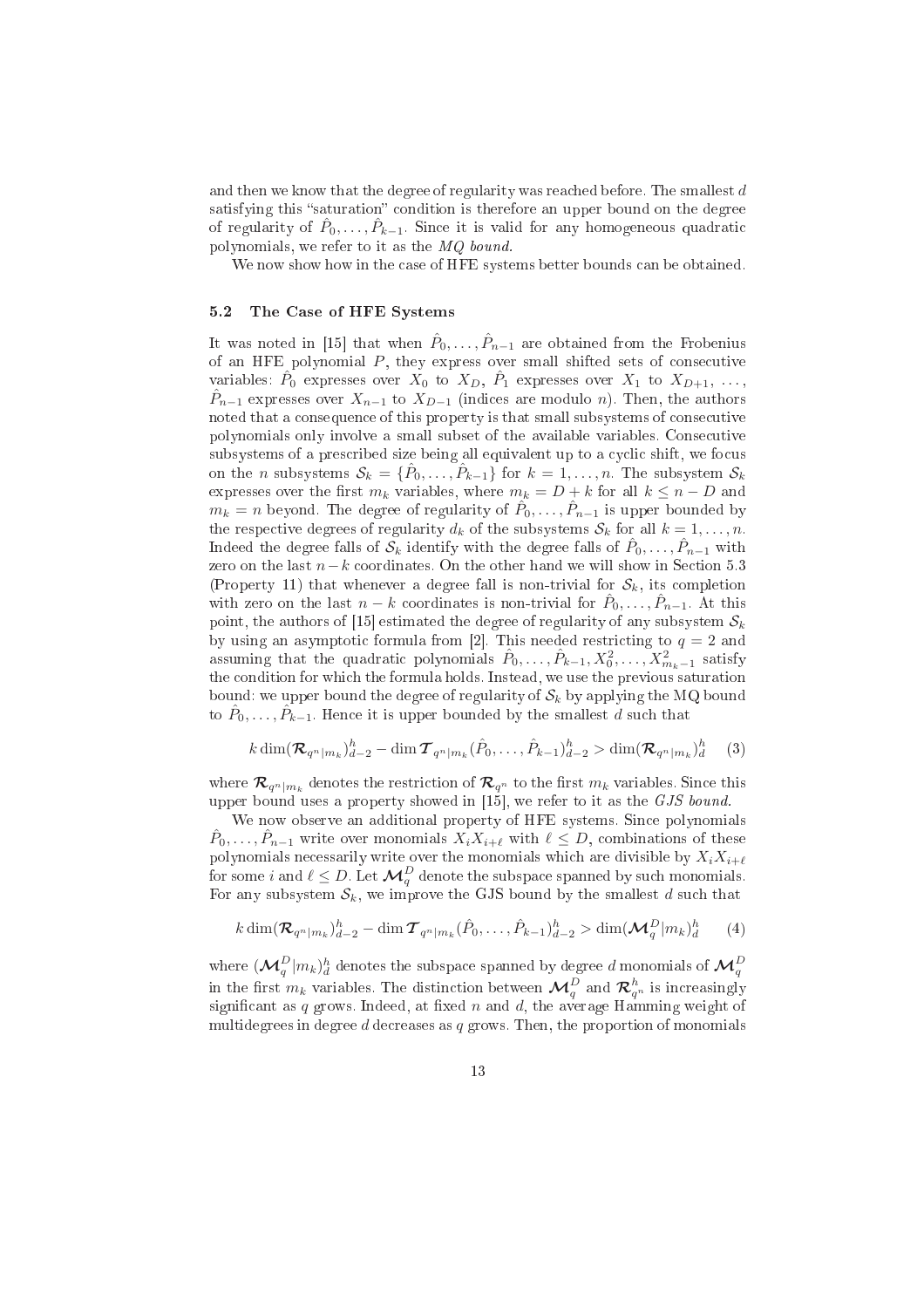and then we know that the degree of regularity was reached before. The smallest $d$ satisfying this "saturation" condition is therefore an upper bound on the degree of regularity of $\hat{P}_0, \ldots, \hat{P}_{k-1}$. Since it is valid for any homogeneous quadratic polynomials, we refer to it as the *MQ bound*.

We now show how in the case of HFE systems better bounds can be obtained.

### 5.2 The Case of HFE Systems

It was noted in [15] that when $\hat{P}_0, \ldots, \hat{P}_{n-1}$ are obtained from the Frobenius of an HFE polynomial $P$, they express over small shifted sets of consecutive variables: $\hat{P}_0$ expresses over $X_0$ to $X_D$, $\hat{P}_1$ expresses over $X_1$ to $X_{D+1}$, ..., $\hat{P}_{n-1}$ expresses over $X_{n-1}$ to $X_{D-1}$ (indices are modulo $n$). Then, the authors noted that a consequence of this property is that small subsystems of consecutive polynomials only involve a small subset of the available variables. Consecutive subsystems of a prescribed size being all equivalent up to a cyclic shift, we focus on the $n$ subsystems $\mathcal{S}_k = \{\hat{P}_0, \ldots, \hat{P}_{k-1}\}$ for $k = 1, \ldots, n$. The subsystem $\mathcal{S}_k$ expresses over the first $m_k$ variables, where $m_k = D + k$ for all $k \leq n - D$ and $m_k = n$ beyond. The degree of regularity of $\hat{P}_0, \ldots, \hat{P}_{n-1}$ is upper bounded by the respective degrees of regularity $d_k$ of the subsystems $\mathcal{S}_k$ for all $k = 1, \ldots, n$. Indeed the degree falls of $\mathcal{S}_k$ identify with the degree falls of $\hat{P}_0, \ldots, \hat{P}_{n-1}$ with zero on the last $n - k$ coordinates. On the other hand we will show in Section 5.3 (Property 11) that whenever a degree fall is non-trivial for $\mathcal{S}_k$, its completion with zero on the last $n - k$ coordinates is non-trivial for $\hat{P}_0, \ldots, \hat{P}_{n-1}$. At this point, the authors of [15] estimated the degree of regularity of any subsystem $\mathcal{S}_k$ by using an asymptotic formula from [2]. This needed restricting to $q = 2$ and assuming that the quadratic polynomials $\hat{P}_0, \ldots, \hat{P}_{k-1}, X_0^2, \ldots, X_{m_k-1}^2$ satisfy the condition for which the formula holds. Instead, we use the previous saturation bound: we upper bound the degree of regularity of $\mathcal{S}_k$ by applying the MQ bound to $\hat{P}_0, \ldots, \hat{P}_{k-1}$. Hence it is upper bounded by the smallest $d$ such that

$$k \dim(\boldsymbol{\mathcal{R}}_{q^n|m_k})^h_{d-2} - \dim \boldsymbol{\mathcal{T}}_{q^n|m_k}(\hat{P}_0, \ldots, \hat{P}_{k-1})^h_{d-2} > \dim(\boldsymbol{\mathcal{R}}_{q^n|m_k})^h_d \qquad (3)$$

where $\boldsymbol{\mathcal{R}}_{q^n|m_k}$ denotes the restriction of $\boldsymbol{\mathcal{R}}_{q^n}$ to the first $m_k$ variables. Since this upper bound uses a property showed in [15], we refer to it as the *GJS bound*.

We now observe an additional property of HFE systems. Since polynomials $\hat{P}_0, \ldots, \hat{P}_{n-1}$ write over monomials $X_i X_{i+\ell}$ with $\ell \leq D$, combinations of these polynomials necessarily write over the monomials which are divisible by $X_i X_{i+\ell}$ for some $i$ and $\ell \leq D$. Let $\boldsymbol{\mathcal{M}}_q^D$ denote the subspace spanned by such monomials. For any subsystem $\mathcal{S}_k$, we improve the GJS bound by the smallest $d$ such that

$$k \dim(\boldsymbol{\mathcal{R}}_{q^n|m_k})^h_{d-2} - \dim \boldsymbol{\mathcal{T}}_{q^n|m_k}(\hat{P}_0, \ldots, \hat{P}_{k-1})^h_{d-2} > \dim(\boldsymbol{\mathcal{M}}_q^D|m_k)^h_d \qquad (4)$$

where $(\boldsymbol{\mathcal{M}}_q^D|m_k)^h_d$ denotes the subspace spanned by degree $d$ monomials of $\boldsymbol{\mathcal{M}}_q^D$ in the first $m_k$ variables. The distinction between $\boldsymbol{\mathcal{M}}_q^D$ and $\boldsymbol{\mathcal{R}}^h_{q^n}$ is increasingly significant as $q$ grows. Indeed, at fixed $n$ and $d$, the average Hamming weight of multidegrees in degree $d$ decreases as $q$ grows. Then, the proportion of monomials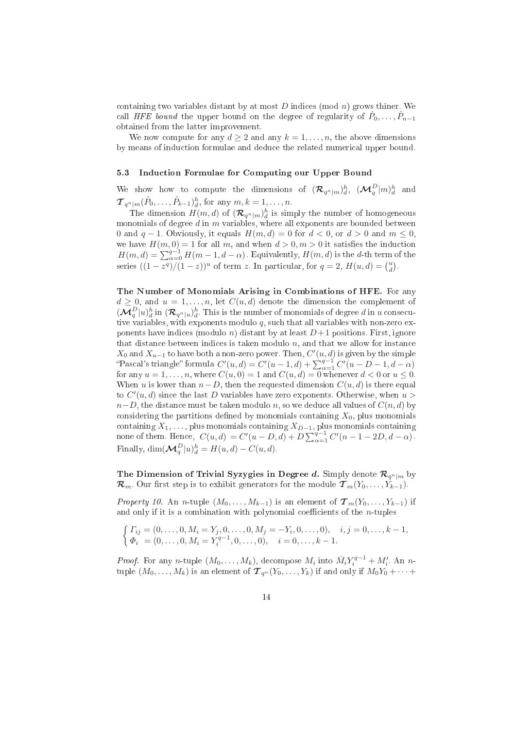containing two variables distant by at most $D$ indices (mod $n$) grows thiner. We call *HFE bound* the upper bound on the degree of regularity of $\hat{P}_0, \ldots, \hat{P}_{n-1}$ obtained from the latter improvement.

We now compute for any $d \geq 2$ and any $k = 1, \ldots, n$, the above dimensions by means of induction formulae and deduce the related numerical upper bound.

### 5.3 Induction Formulae for Computing our Upper Bound

We show how to compute the dimensions of $(\boldsymbol{\mathcal{R}}_{q^n|m})^h_d$, $(\boldsymbol{\mathcal{M}}^D_q|m)^h_d$ and $\boldsymbol{\mathcal{T}}_{q^n|m}(\hat{P}_0, \ldots, \hat{P}_{k-1})^h_d$, for any $m, k = 1, \ldots, n$.

The dimension $H(m,d)$ of $(\boldsymbol{\mathcal{R}}_{q^n|m})^h_d$ is simply the number of homogeneous monomials of degree $d$ in $m$ variables, where all exponents are bounded between 0 and $q-1$. Obviously, it equals $H(m,d) = 0$ for $d < 0$, or $d > 0$ and $m \leq 0$, we have $H(m,0) = 1$ for all $m$, and when $d > 0, m > 0$ it satisfies the induction $H(m,d) = \sum_{\alpha=0}^{q-1} H(m-1, d-\alpha)$. Equivalently, $H(m,d)$ is the $d$-th term of the series $((1-z^q)/(1-z))^u$ of term $z$. In particular, for $q = 2$, $H(u,d) = \binom{u}{d}$.

**The Number of Monomials Arising in Combinations of HFE.** For any $d \geq 0$, and $u = 1, \ldots, n$, let $C(u,d)$ denote the dimension the complement of $(\boldsymbol{\mathcal{M}}^D_q|u)^h_d$ in $(\boldsymbol{\mathcal{R}}_{q^n|u})^h_d$. This is the number of monomials of degree $d$ in $u$ consecutive variables, with exponents modulo $q$, such that all variables with non-zero exponents have indices (modulo $n$) distant by at least $D+1$ positions. First, ignore that distance between indices is taken modulo $n$, and that we allow for instance $X_0$ and $X_{u-1}$ to have both a non-zero power. Then, $C'(u,d)$ is given by the simple "Pascal's triangle" formula $C'(u,d) = C'(u-1,d) + \sum_{\alpha=1}^{q-1} C'(u-D-1, d-\alpha)$ for any $u = 1, \ldots, n$, where $C(u,0) = 1$ and $C(u,d) = 0$ whenever $d < 0$ or $u \leq 0$. When $u$ is lower than $n-D$, then the requested dimension $C(u,d)$ is there equal to $C'(u,d)$ since the last $D$ variables have zero exponents. Otherwise, when $u > n-D$, the distance must be taken modulo $n$, so we deduce all values of $C(n,d)$ by considering the partitions defined by monomials containing $X_0$, plus monomials containing $X_1, \ldots,$ plus monomials containing $X_{D-1}$, plus monomials containing none of them. Hence, $C(u,d) = C'(u-D,d) + D\sum_{\alpha=1}^{q-1} C'(n-1-2D, d-\alpha)$. Finally, $\dim(\boldsymbol{\mathcal{M}}^D_q|u)^h_d = H(u,d) - C(u,d)$.

**The Dimension of Trivial Syzygies in Degree $d$.** Simply denote $\boldsymbol{\mathcal{R}}_{q^n|m}$ by $\boldsymbol{\mathcal{R}}_m$. Our first step is to exhibit generators for the module $\boldsymbol{\mathcal{T}}_m(Y_0, \ldots, Y_{k-1})$.

*Property 10.* An $n$-tuple $(M_0, \ldots, M_{k-1})$ is an element of $\boldsymbol{\mathcal{T}}_m(Y_0, \ldots, Y_{k-1})$ if and only if it is a combination with polynomial coefficients of the $n$-tuples

$$\begin{cases} \Gamma_{ij} = (0, \ldots, 0, M_i = Y_j, 0, \ldots, 0, M_j = -Y_i, 0, \ldots, 0), \quad i,j = 0, \ldots, k-1, \\ \Phi_i \;= (0, \ldots, 0, M_i = Y_i^{q-1}, 0, \ldots, 0), \quad i = 0, \ldots, k-1. \end{cases}$$

*Proof.* For any $n$-tuple $(M_0, \ldots, M_k)$, decompose $M_i$ into $\bar{M}_i Y_i^{q-1} + M'_i$. An $n$-tuple $(M_0, \ldots, M_k)$ is an element of $\boldsymbol{\mathcal{T}}_{q^n}(Y_0, \ldots, Y_k)$ if and only if $M_0Y_0 + \cdots +$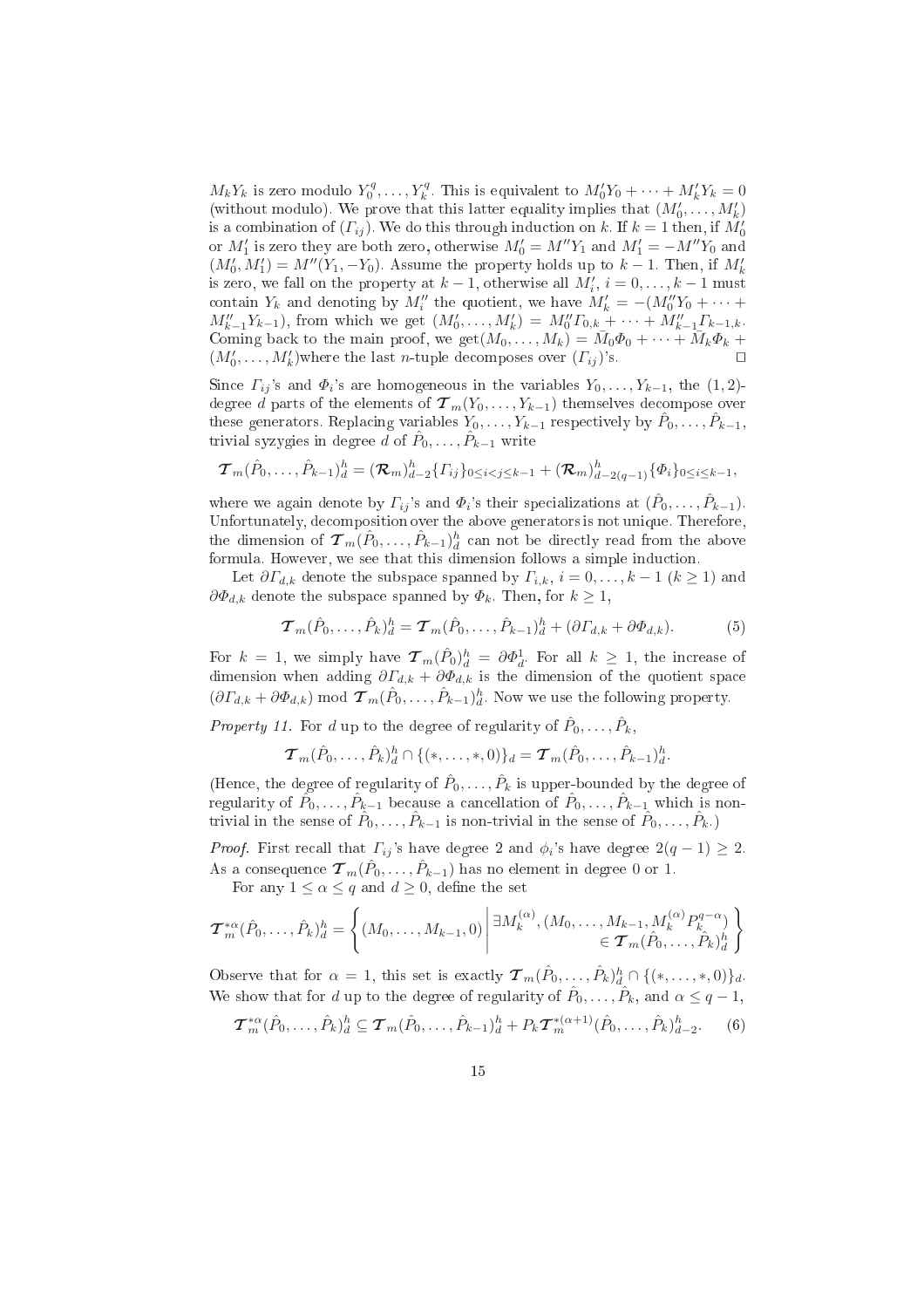$M_kY_k$ is zero modulo $Y_0^q, \ldots, Y_k^q$. This is equivalent to $M'_0Y_0 + \cdots + M'_kY_k = 0$ (without modulo). We prove that this latter equality implies that $(M'_0, \ldots, M'_k)$ is a combination of $(\Gamma_{ij})$. We do this through induction on $k$. If $k = 1$ then, if $M'_0$ or $M'_1$ is zero they are both zero, otherwise $M'_0 = M''Y_1$ and $M'_1 = -M''Y_0$ and $(M'_0, M'_1) = M''(Y_1, -Y_0)$. Assume the property holds up to $k-1$. Then, if $M'_k$ is zero, we fall on the property at $k-1$, otherwise all $M'_i$, $i = 0, \ldots, k-1$ must contain $Y_k$ and denoting by $M''_i$ the quotient, we have $M'_k = -(M''_0Y_0 + \cdots + M''_{k-1}Y_{k-1})$, from which we get $(M'_0, \ldots, M'_k) = M''_0\Gamma_{0,k} + \cdots + M''_{k-1}\Gamma_{k-1,k}$. Coming back to the main proof, we get$(M_0, \ldots, M_k) = \bar{M}_0\Phi_0 + \cdots + \bar{M}_k\Phi_k + (M'_0, \ldots, M'_k)$where the last $n$-tuple decomposes over $(\Gamma_{ij})$'s. $\square$

Since $\Gamma_{ij}$'s and $\Phi_i$'s are homogeneous in the variables $Y_0, \ldots, Y_{k-1}$, the $(1,2)$-degree $d$ parts of the elements of $\boldsymbol{\mathcal{T}}_m(Y_0, \ldots, Y_{k-1})$ themselves decompose over these generators. Replacing variables $Y_0, \ldots, Y_{k-1}$ respectively by $\hat{P}_0, \ldots, \hat{P}_{k-1}$, trivial syzygies in degree $d$ of $\hat{P}_0, \ldots, \hat{P}_{k-1}$ write

$$\boldsymbol{\mathcal{T}}_m(\hat{P}_0, \ldots, \hat{P}_{k-1})^h_d = (\boldsymbol{\mathcal{R}}_m)^h_{d-2}\{\Gamma_{ij}\}_{0\le i<j\le k-1} + (\boldsymbol{\mathcal{R}}_m)^h_{d-2(q-1)}\{\Phi_i\}_{0\le i\le k-1},$$

where we again denote by $\Gamma_{ij}$'s and $\Phi_i$'s their specializations at $(\hat{P}_0, \ldots, \hat{P}_{k-1})$. Unfortunately, decomposition over the above generators is not unique. Therefore, the dimension of $\boldsymbol{\mathcal{T}}_m(\hat{P}_0, \ldots, \hat{P}_{k-1})^h_d$ can not be directly read from the above formula. However, we see that this dimension follows a simple induction.

Let $\partial\Gamma_{d,k}$ denote the subspace spanned by $\Gamma_{i,k}$, $i = 0, \ldots, k-1$ $(k \ge 1)$ and $\partial\Phi_{d,k}$ denote the subspace spanned by $\Phi_k$. Then, for $k \ge 1$,

$$\boldsymbol{\mathcal{T}}_m(\hat{P}_0, \ldots, \hat{P}_k)^h_d = \boldsymbol{\mathcal{T}}_m(\hat{P}_0, \ldots, \hat{P}_{k-1})^h_d + (\partial\Gamma_{d,k} + \partial\Phi_{d,k}). \tag{5}$$

For $k = 1$, we simply have $\boldsymbol{\mathcal{T}}_m(\hat{P}_0)^h_d = \partial\Phi^1_d$. For all $k \ge 1$, the increase of dimension when adding $\partial\Gamma_{d,k} + \partial\Phi_{d,k}$ is the dimension of the quotient space $(\partial\Gamma_{d,k} + \partial\Phi_{d,k}) \bmod \boldsymbol{\mathcal{T}}_m(\hat{P}_0, \ldots, \hat{P}_{k-1})^h_d$. Now we use the following property.

*Property 11.* For $d$ up to the degree of regularity of $\hat{P}_0, \ldots, \hat{P}_k$,

$$\boldsymbol{\mathcal{T}}_m(\hat{P}_0, \ldots, \hat{P}_k)^h_d \cap \{(*, \ldots, *, 0)\}_d = \boldsymbol{\mathcal{T}}_m(\hat{P}_0, \ldots, \hat{P}_{k-1})^h_d.$$

(Hence, the degree of regularity of $\hat{P}_0, \ldots, \hat{P}_k$ is upper-bounded by the degree of regularity of $\hat{P}_0, \ldots, \hat{P}_{k-1}$ because a cancellation of $\hat{P}_0, \ldots, \hat{P}_{k-1}$ which is non-trivial in the sense of $\hat{P}_0, \ldots, \hat{P}_{k-1}$ is non-trivial in the sense of $\hat{P}_0, \ldots, \hat{P}_k$.)

*Proof.* First recall that $\Gamma_{ij}$'s have degree 2 and $\phi_i$'s have degree $2(q-1) \ge 2$. As a consequence $\boldsymbol{\mathcal{T}}_m(\hat{P}_0, \ldots, \hat{P}_{k-1})$ has no element in degree 0 or 1.

For any $1 \le \alpha \le q$ and $d \ge 0$, define the set

$$\boldsymbol{\mathcal{T}}^{*\alpha}_m(\hat{P}_0, \ldots, \hat{P}_k)^h_d = \left\{ (M_0, \ldots, M_{k-1}, 0) \;\middle|\; \begin{array}{r} \exists M_k^{(\alpha)}, (M_0, \ldots, M_{k-1}, M_k^{(\alpha)}P_k^{q-\alpha}) \\ \in \boldsymbol{\mathcal{T}}_m(\hat{P}_0, \ldots, \hat{P}_k)^h_d \end{array} \right\}$$

Observe that for $\alpha = 1$, this set is exactly $\boldsymbol{\mathcal{T}}_m(\hat{P}_0, \ldots, \hat{P}_k)^h_d \cap \{(*, \ldots, *, 0)\}_d$. We show that for $d$ up to the degree of regularity of $\hat{P}_0, \ldots, \hat{P}_k$, and $\alpha \le q-1$,

$$\boldsymbol{\mathcal{T}}^{*\alpha}_m(\hat{P}_0, \ldots, \hat{P}_k)^h_d \subseteq \boldsymbol{\mathcal{T}}_m(\hat{P}_0, \ldots, \hat{P}_{k-1})^h_d + P_k\boldsymbol{\mathcal{T}}^{*(\alpha+1)}_m(\hat{P}_0, \ldots, \hat{P}_k)^h_{d-2}. \tag{6}$$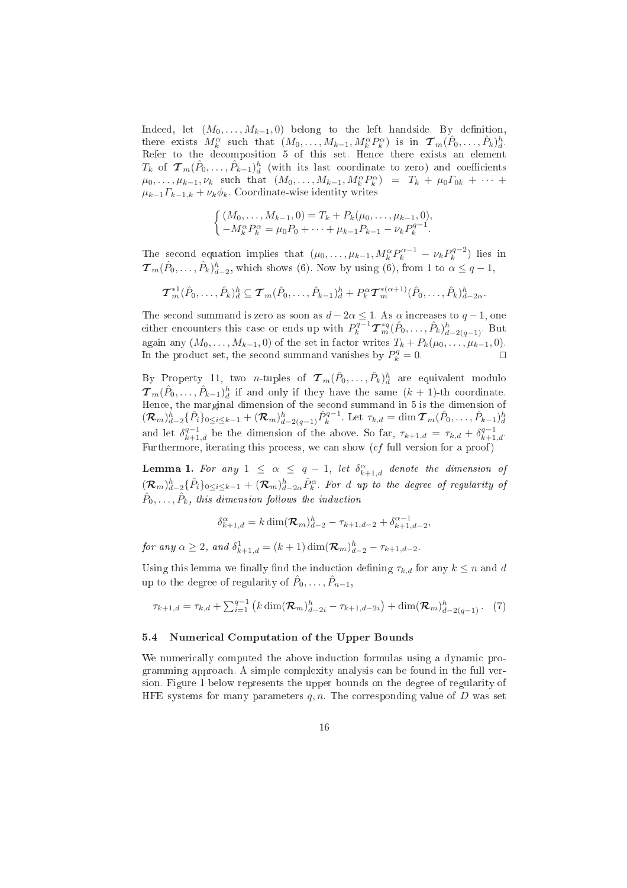Indeed, let $(M_0,\ldots,M_{k-1},0)$ belong to the left handside. By definition, there exists $M_k^\alpha$ such that $(M_0,\ldots,M_{k-1},M_k^\alpha P_k^\alpha)$ is in $\boldsymbol{\mathcal{T}}_m(\hat{P}_0,\ldots,\hat{P}_k)_d^h$. Refer to the decomposition 5 of this set. Hence there exists an element $T_k$ of $\boldsymbol{\mathcal{T}}_m(\hat{P}_0,\ldots,\hat{P}_{k-1})_d^h$ (with its last coordinate to zero) and coefficients $\mu_0,\ldots,\mu_{k-1},\nu_k$ such that $(M_0,\ldots,M_{k-1},M_k^\alpha P_k^\alpha) = T_k + \mu_0 \Gamma_{0k} + \cdots + \mu_{k-1}\Gamma_{k-1,k} + \nu_k \phi_k$. Coordinate-wise identity writes

$$\begin{cases} (M_0,\ldots,M_{k-1},0) = T_k + P_k(\mu_0,\ldots,\mu_{k-1},0), \\ -M_k^\alpha P_k^\alpha = \mu_0 P_0 + \cdots + \mu_{k-1}P_{k-1} - \nu_k P_k^{q-1}. \end{cases}$$

The second equation implies that $(\mu_0,\ldots,\mu_{k-1},M_k^\alpha P_k^{\alpha-1} - \nu_k P_k^{q-2})$ lies in $\boldsymbol{\mathcal{T}}_m(\hat{P}_0,\ldots,\hat{P}_k)_{d-2}^h$, which shows (6). Now by using (6), from 1 to $\alpha \le q-1$,

$$\boldsymbol{\mathcal{T}}_m^{*1}(\hat{P}_0,\ldots,\hat{P}_k)_d^h \subseteq \boldsymbol{\mathcal{T}}_m(\hat{P}_0,\ldots,\hat{P}_{k-1})_d^h + P_k^\alpha \boldsymbol{\mathcal{T}}_m^{*(\alpha+1)}(\hat{P}_0,\ldots,\hat{P}_k)_{d-2\alpha}^h.$$

The second summand is zero as soon as $d-2\alpha \le 1$. As $\alpha$ increases to $q-1$, one either encounters this case or ends up with $P_k^{q-1}\boldsymbol{\mathcal{T}}_m^{*q}(\hat{P}_0,\ldots,\hat{P}_k)_{d-2(q-1)}^h$. But again any $(M_0,\ldots,M_{k-1},0)$ of the set in factor writes $T_k + P_k(\mu_0,\ldots,\mu_{k-1},0)$. In the product set, the second summand vanishes by $P_k^q = 0$. □

By Property 11, two $n$-tuples of $\boldsymbol{\mathcal{T}}_m(\hat{P}_0,\ldots,\hat{P}_k)_d^h$ are equivalent modulo $\boldsymbol{\mathcal{T}}_m(\hat{P}_0,\ldots,\hat{P}_{k-1})_d^h$ if and only if they have the same $(k+1)$-th coordinate. Hence, the marginal dimension of the second summand in 5 is the dimension of $(\boldsymbol{\mathcal{R}}_m)_{d-2}^h\{\hat{P}_i\}_{0\le i\le k-1} + (\boldsymbol{\mathcal{R}}_m)_{d-2(q-1)}^h \hat{P}_k^{q-1}$. Let $\tau_{k,d} = \dim \boldsymbol{\mathcal{T}}_m(\hat{P}_0,\ldots,\hat{P}_{k-1})_d^h$ and let $\delta_{k+1,d}^{q-1}$ be the dimension of the above. So far, $\tau_{k+1,d} = \tau_{k,d} + \delta_{k+1,d}^{q-1}$. Furthermore, iterating this process, we can show (*cf* full version for a proof)

**Lemma 1.** *For any $1 \le \alpha \le q-1$, let $\delta_{k+1,d}^\alpha$ denote the dimension of $(\boldsymbol{\mathcal{R}}_m)_{d-2}^h\{\hat{P}_i\}_{0\le i\le k-1} + (\boldsymbol{\mathcal{R}}_m)_{d-2\alpha}^h \hat{P}_k^\alpha$. For $d$ up to the degree of regularity of $\hat{P}_0,\ldots,\hat{P}_k$, this dimension follows the induction*

$$\delta_{k+1,d}^\alpha = k \dim(\boldsymbol{\mathcal{R}}_m)_{d-2}^h - \tau_{k+1,d-2} + \delta_{k+1,d-2}^{\alpha-1},$$

*for any $\alpha \ge 2$, and $\delta_{k+1,d}^1 = (k+1)\dim(\boldsymbol{\mathcal{R}}_m)_{d-2}^h - \tau_{k+1,d-2}$.*

Using this lemma we finally find the induction defining $\tau_{k,d}$ for any $k \le n$ and $d$ up to the degree of regularity of $\hat{P}_0,\ldots,\hat{P}_{n-1}$,

$$\tau_{k+1,d} = \tau_{k,d} + \sum_{i=1}^{q-1}\left(k \dim(\boldsymbol{\mathcal{R}}_m)_{d-2i}^h - \tau_{k+1,d-2i}\right) + \dim(\boldsymbol{\mathcal{R}}_m)_{d-2(q-1)}^h. \quad (7)$$

### 5.4 Numerical Computation of the Upper Bounds

We numerically computed the above induction formulas using a dynamic programming approach. A simple complexity analysis can be found in the full version. Figure 1 below represents the upper bounds on the degree of regularity of HFE systems for many parameters $q, n$. The corresponding value of $D$ was set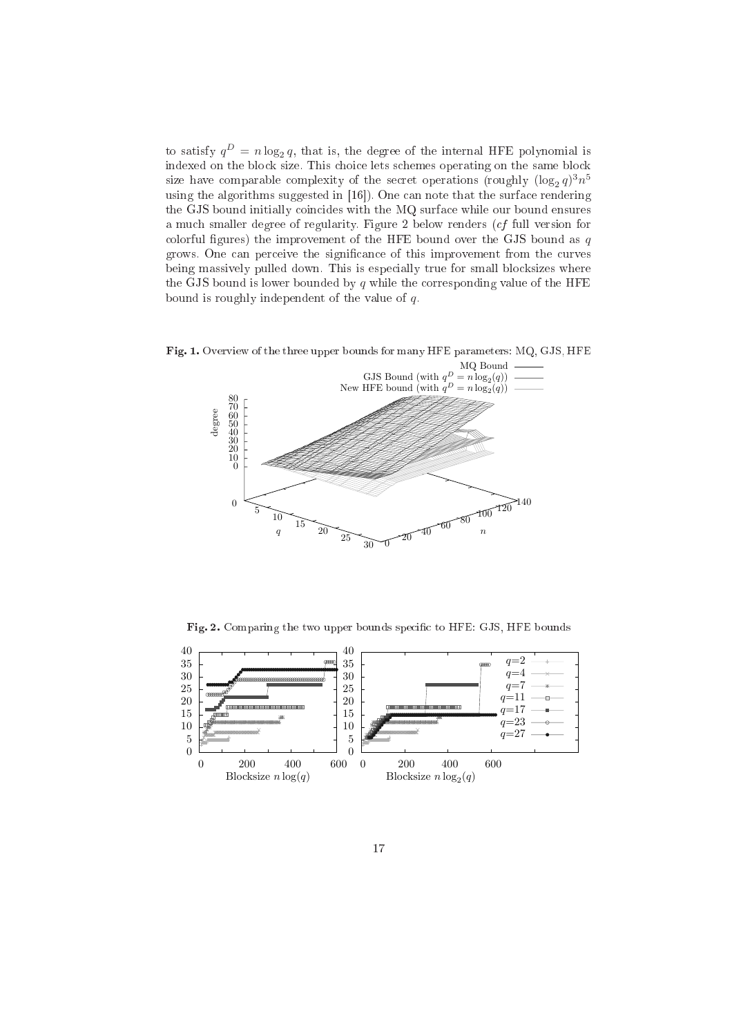to satisfy $q^D = n \log_2 q$, that is, the degree of the internal HFE polynomial is indexed on the block size. This choice lets schemes operating on the same block size have comparable complexity of the secret operations (roughly $(\log_2 q)^3 n^5$ using the algorithms suggested in [16]). One can note that the surface rendering the GJS bound initially coincides with the MQ surface while our bound ensures a much smaller degree of regularity. Figure 2 below renders (*cf* full version for colorful figures) the improvement of the HFE bound over the GJS bound as $q$ grows. One can perceive the significance of this improvement from the curves being massively pulled down. This is especially true for small blocksizes where the GJS bound is lower bounded by $q$ while the corresponding value of the HFE bound is roughly independent of the value of $q$.

**Fig. 1.** Overview of the three upper bounds for many HFE parameters: MQ, GJS, HFE

**Fig. 2.** Comparing the two upper bounds specific to HFE: GJS, HFE bounds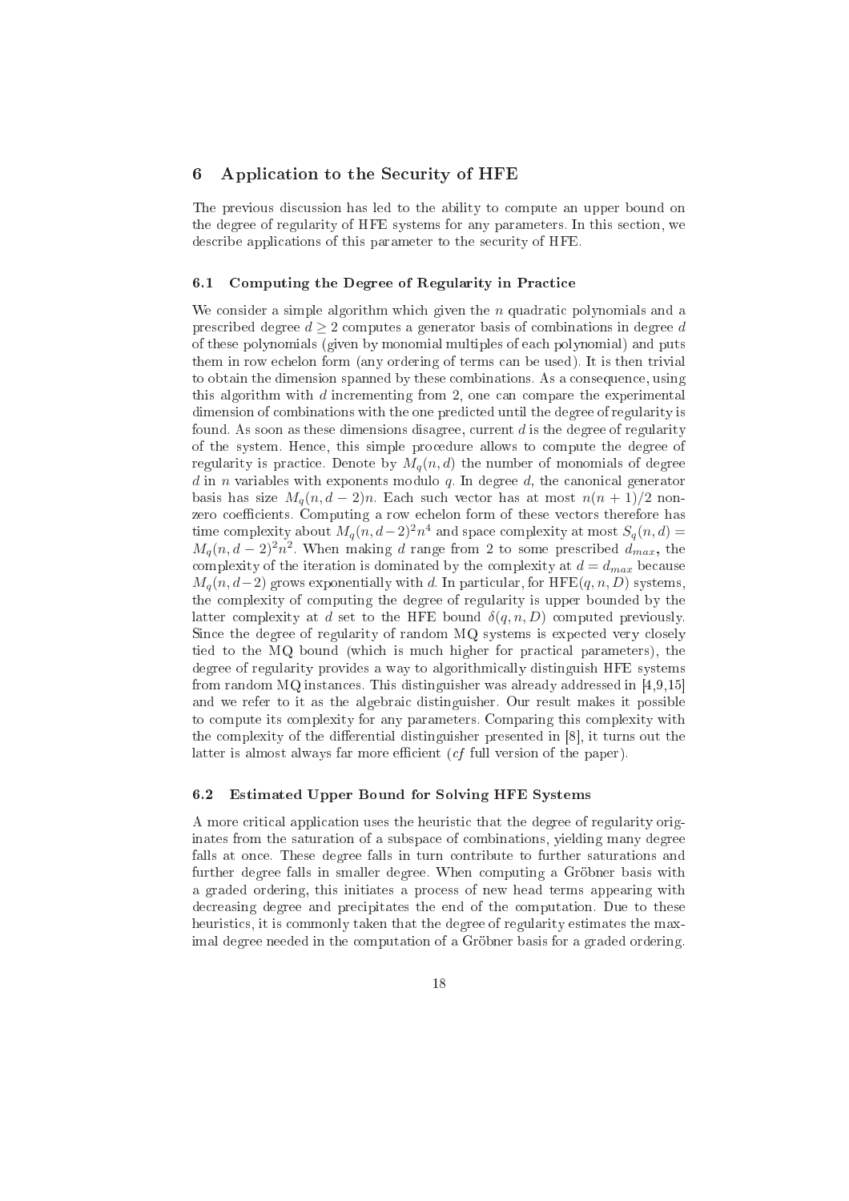## 6 Application to the Security of HFE

The previous discussion has led to the ability to compute an upper bound on the degree of regularity of HFE systems for any parameters. In this section, we describe applications of this parameter to the security of HFE.

### 6.1 Computing the Degree of Regularity in Practice

We consider a simple algorithm which given the $n$ quadratic polynomials and a prescribed degree $d \geq 2$ computes a generator basis of combinations in degree $d$ of these polynomials (given by monomial multiples of each polynomial) and puts them in row echelon form (any ordering of terms can be used). It is then trivial to obtain the dimension spanned by these combinations. As a consequence, using this algorithm with $d$ incrementing from 2, one can compare the experimental dimension of combinations with the one predicted until the degree of regularity is found. As soon as these dimensions disagree, current $d$ is the degree of regularity of the system. Hence, this simple procedure allows to compute the degree of regularity is practice. Denote by $M_q(n, d)$ the number of monomials of degree $d$ in $n$ variables with exponents modulo $q$. In degree $d$, the canonical generator basis has size $M_q(n, d-2)n$. Each such vector has at most $n(n+1)/2$ non-zero coefficients. Computing a row echelon form of these vectors therefore has time complexity about $M_q(n, d-2)^2 n^4$ and space complexity at most $S_q(n, d) = M_q(n, d-2)^2 n^2$. When making $d$ range from 2 to some prescribed $d_{max}$, the complexity of the iteration is dominated by the complexity at $d = d_{max}$ because $M_q(n, d-2)$ grows exponentially with $d$. In particular, for HFE$(q, n, D)$ systems, the complexity of computing the degree of regularity is upper bounded by the latter complexity at $d$ set to the HFE bound $\delta(q, n, D)$ computed previously. Since the degree of regularity of random MQ systems is expected very closely tied to the MQ bound (which is much higher for practical parameters), the degree of regularity provides a way to algorithmically distinguish HFE systems from random MQ instances. This distinguisher was already addressed in [4,9,15] and we refer to it as the algebraic distinguisher. Our result makes it possible to compute its complexity for any parameters. Comparing this complexity with the complexity of the differential distinguisher presented in [8], it turns out the latter is almost always far more efficient (*cf* full version of the paper).

### 6.2 Estimated Upper Bound for Solving HFE Systems

A more critical application uses the heuristic that the degree of regularity originates from the saturation of a subspace of combinations, yielding many degree falls at once. These degree falls in turn contribute to further saturations and further degree falls in smaller degree. When computing a Gröbner basis with a graded ordering, this initiates a process of new head terms appearing with decreasing degree and precipitates the end of the computation. Due to these heuristics, it is commonly taken that the degree of regularity estimates the maximal degree needed in the computation of a Gröbner basis for a graded ordering.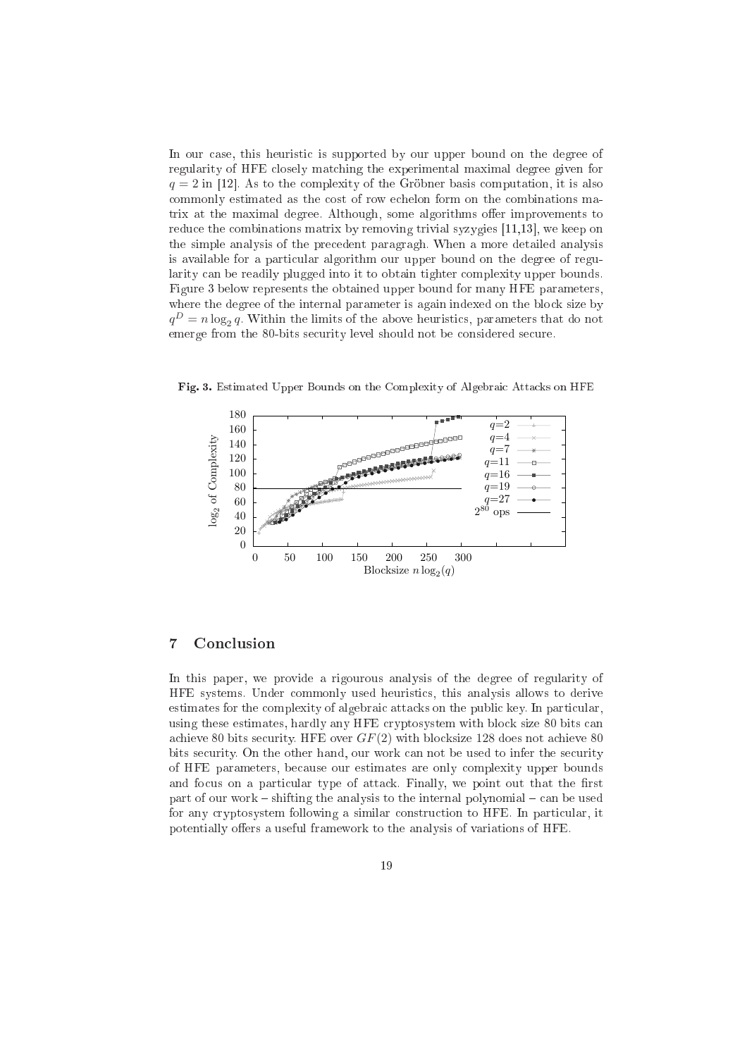In our case, this heuristic is supported by our upper bound on the degree of regularity of HFE closely matching the experimental maximal degree given for $q = 2$ in [12]. As to the complexity of the Gröbner basis computation, it is also commonly estimated as the cost of row echelon form on the combinations matrix at the maximal degree. Although, some algorithms offer improvements to reduce the combinations matrix by removing trivial syzygies [11,13], we keep on the simple analysis of the precedent paragragh. When a more detailed analysis is available for a particular algorithm our upper bound on the degree of regularity can be readily plugged into it to obtain tighter complexity upper bounds. Figure 3 below represents the obtained upper bound for many HFE parameters, where the degree of the internal parameter is again indexed on the block size by $q^D = n \log_2 q$. Within the limits of the above heuristics, parameters that do not emerge from the 80-bits security level should not be considered secure.

**Fig. 3.** Estimated Upper Bounds on the Complexity of Algebraic Attacks on HFE

## 7 Conclusion

In this paper, we provide a rigourous analysis of the degree of regularity of HFE systems. Under commonly used heuristics, this analysis allows to derive estimates for the complexity of algebraic attacks on the public key. In particular, using these estimates, hardly any HFE cryptosystem with block size 80 bits can achieve 80 bits security. HFE over $GF(2)$ with blocksize 128 does not achieve 80 bits security. On the other hand, our work can not be used to infer the security of HFE parameters, because our estimates are only complexity upper bounds and focus on a particular type of attack. Finally, we point out that the first part of our work – shifting the analysis to the internal polynomial – can be used for any cryptosystem following a similar construction to HFE. In particular, it potentially offers a useful framework to the analysis of variations of HFE.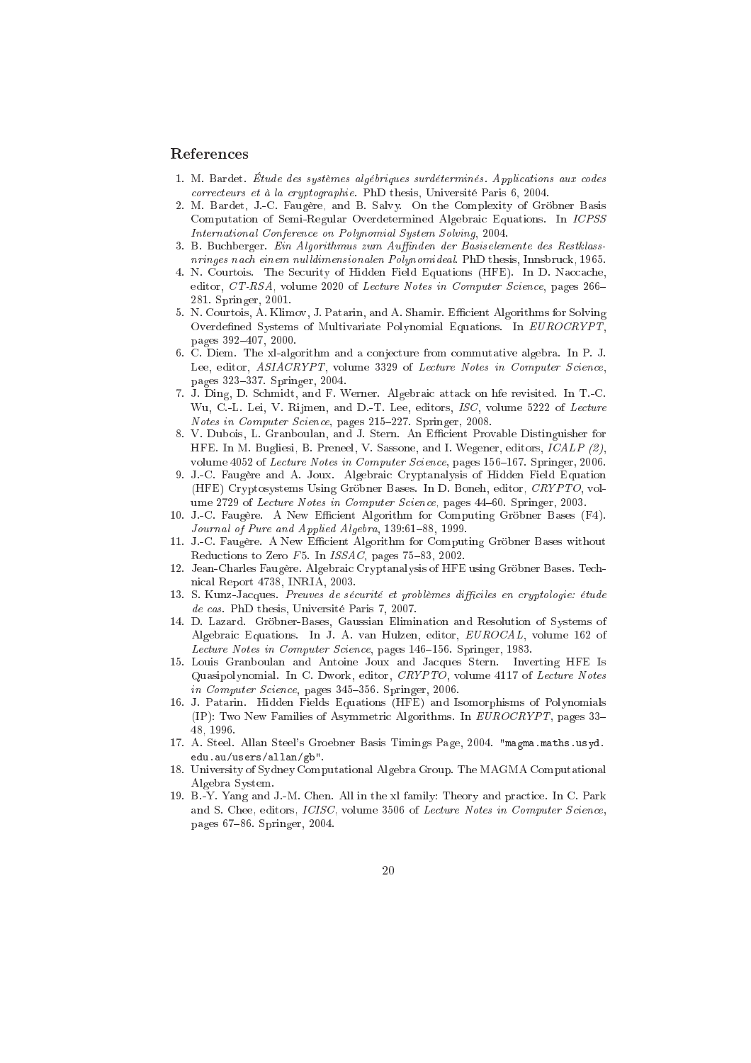## References

1. M. Bardet. *Étude des systèmes algébriques surdéterminés. Applications aux codes correcteurs et à la cryptographie*. PhD thesis, Université Paris 6, 2004.
2. M. Bardet, J.-C. Faugère, and B. Salvy. On the Complexity of Gröbner Basis Computation of Semi-Regular Overdetermined Algebraic Equations. In *ICPSS International Conference on Polynomial System Solving*, 2004.
3. B. Buchberger. *Ein Algorithmus zum Auffinden der Basiselemente des Restklassnringes nach einem nulldimensionalen Polynomideal*. PhD thesis, Innsbruck, 1965.
4. N. Courtois. The Security of Hidden Field Equations (HFE). In D. Naccache, editor, *CT-RSA*, volume 2020 of *Lecture Notes in Computer Science*, pages 266–281. Springer, 2001.
5. N. Courtois, A. Klimov, J. Patarin, and A. Shamir. Efficient Algorithms for Solving Overdefined Systems of Multivariate Polynomial Equations. In *EUROCRYPT*, pages 392–407, 2000.
6. C. Diem. The xl-algorithm and a conjecture from commutative algebra. In P. J. Lee, editor, *ASIACRYPT*, volume 3329 of *Lecture Notes in Computer Science*, pages 323–337. Springer, 2004.
7. J. Ding, D. Schmidt, and F. Werner. Algebraic attack on hfe revisited. In T.-C. Wu, C.-L. Lei, V. Rijmen, and D.-T. Lee, editors, *ISC*, volume 5222 of *Lecture Notes in Computer Science*, pages 215–227. Springer, 2008.
8. V. Dubois, L. Granboulan, and J. Stern. An Efficient Provable Distinguisher for HFE. In M. Bugliesi, B. Preneel, V. Sassone, and I. Wegener, editors, *ICALP (2)*, volume 4052 of *Lecture Notes in Computer Science*, pages 156–167. Springer, 2006.
9. J.-C. Faugère and A. Joux. Algebraic Cryptanalysis of Hidden Field Equation (HFE) Cryptosystems Using Gröbner Bases. In D. Boneh, editor, *CRYPTO*, volume 2729 of *Lecture Notes in Computer Science*, pages 44–60. Springer, 2003.
10. J.-C. Faugère. A New Efficient Algorithm for Computing Gröbner Bases (F4). *Journal of Pure and Applied Algebra*, 139:61–88, 1999.
11. J.-C. Faugère. A New Efficient Algorithm for Computing Gröbner Bases without Reductions to Zero *F*5. In *ISSAC*, pages 75–83, 2002.
12. Jean-Charles Faugère. Algebraic Cryptanalysis of HFE using Gröbner Bases. Technical Report 4738, INRIA, 2003.
13. S. Kunz-Jacques. *Preuves de sécurité et problèmes difficiles en cryptologie: étude de cas*. PhD thesis, Université Paris 7, 2007.
14. D. Lazard. Gröbner-Bases, Gaussian Elimination and Resolution of Systems of Algebraic Equations. In J. A. van Hulzen, editor, *EUROCAL*, volume 162 of *Lecture Notes in Computer Science*, pages 146–156. Springer, 1983.
15. Louis Granboulan and Antoine Joux and Jacques Stern. Inverting HFE Is Quasipolynomial. In C. Dwork, editor, *CRYPTO*, volume 4117 of *Lecture Notes in Computer Science*, pages 345–356. Springer, 2006.
16. J. Patarin. Hidden Fields Equations (HFE) and Isomorphisms of Polynomials (IP): Two New Families of Asymmetric Algorithms. In *EUROCRYPT*, pages 33–48, 1996.
17. A. Steel. Allan Steel's Groebner Basis Timings Page, 2004. "magma.maths.usyd.edu.au/users/allan/gb".
18. University of Sydney Computational Algebra Group. The MAGMA Computational Algebra System.
19. B.-Y. Yang and J.-M. Chen. All in the xl family: Theory and practice. In C. Park and S. Chee, editors, *ICISC*, volume 3506 of *Lecture Notes in Computer Science*, pages 67–86. Springer, 2004.